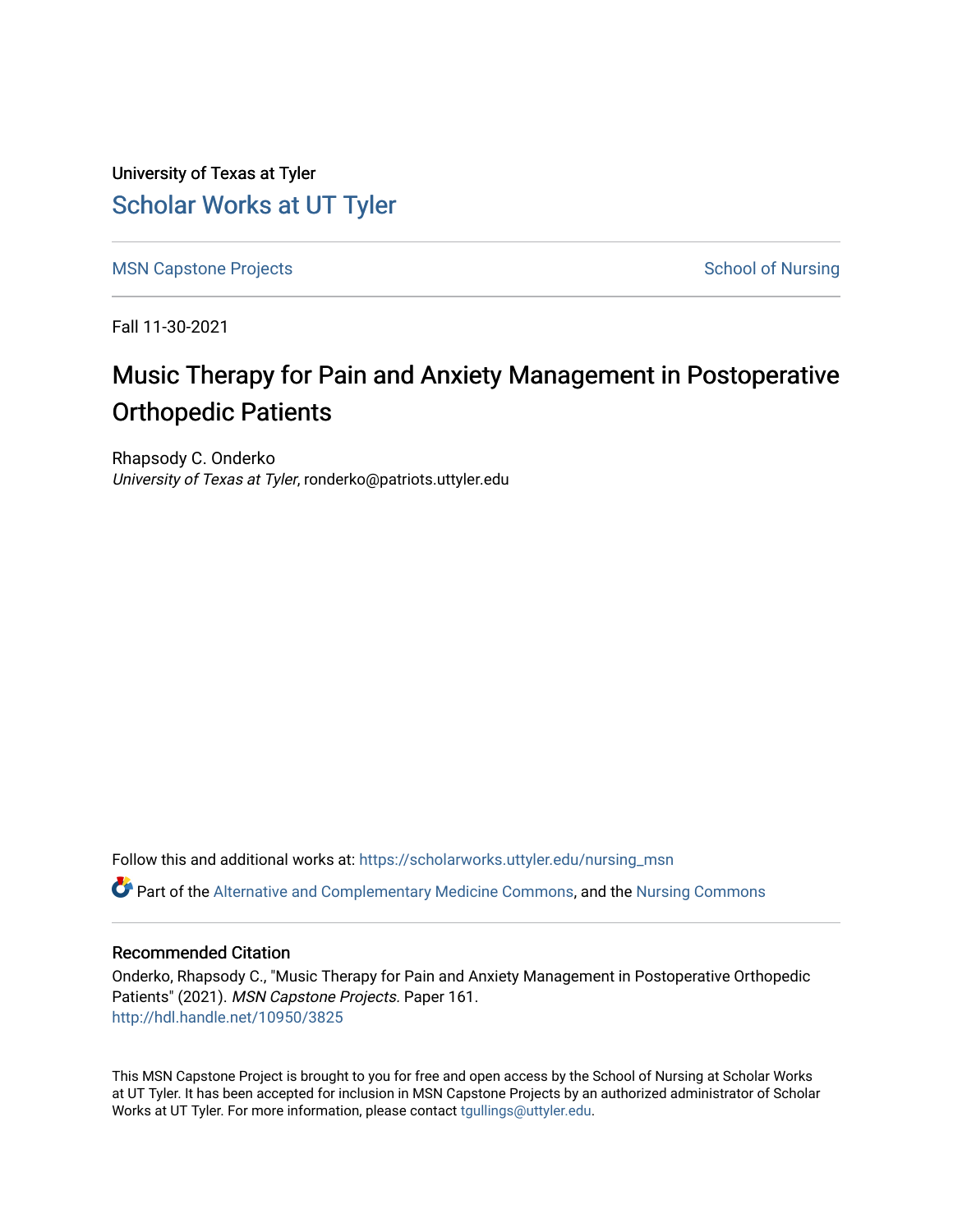University of Texas at Tyler

# Scholar Works at UT Tyler

MSN Capstone Projects

School of Nursing

Fall 11-30-2021

# Music Therapy for Pain and Anxiety Management in Postoperative Orthopedic Patients

Rhapsody C. Onderko
*University of Texas at Tyler*, ronderko@patriots.uttyler.edu

Follow this and additional works at: https://scholarworks.uttyler.edu/nursing_msn

Part of the Alternative and Complementary Medicine Commons, and the Nursing Commons

### Recommended Citation

Onderko, Rhapsody C., "Music Therapy for Pain and Anxiety Management in Postoperative Orthopedic Patients" (2021). *MSN Capstone Projects.* Paper 161.
http://hdl.handle.net/10950/3825

This MSN Capstone Project is brought to you for free and open access by the School of Nursing at Scholar Works at UT Tyler. It has been accepted for inclusion in MSN Capstone Projects by an authorized administrator of Scholar Works at UT Tyler. For more information, please contact tgullings@uttyler.edu.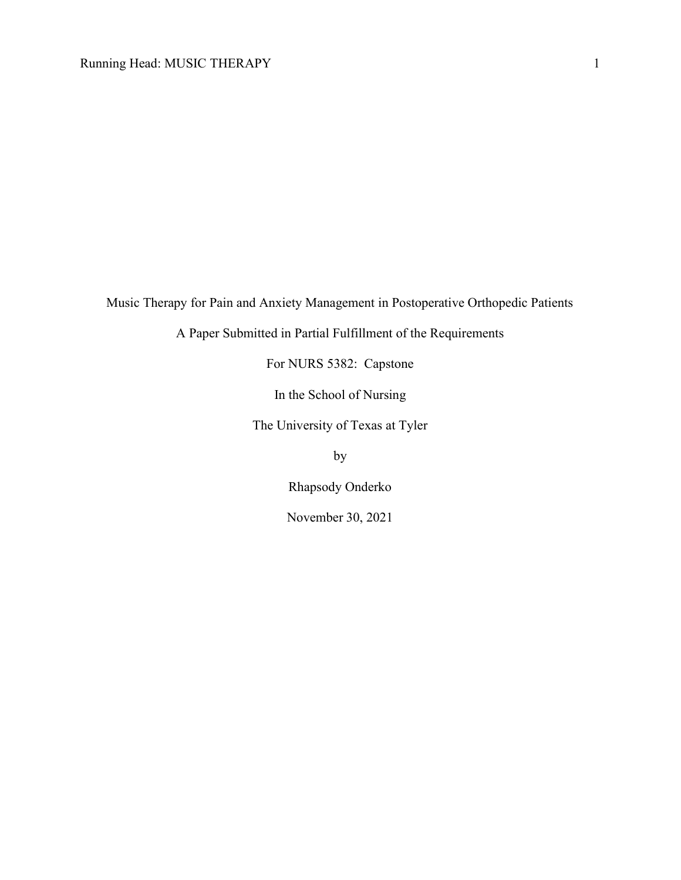Music Therapy for Pain and Anxiety Management in Postoperative Orthopedic Patients

A Paper Submitted in Partial Fulfillment of the Requirements

For NURS 5382: Capstone

In the School of Nursing

The University of Texas at Tyler

by

Rhapsody Onderko

November 30, 2021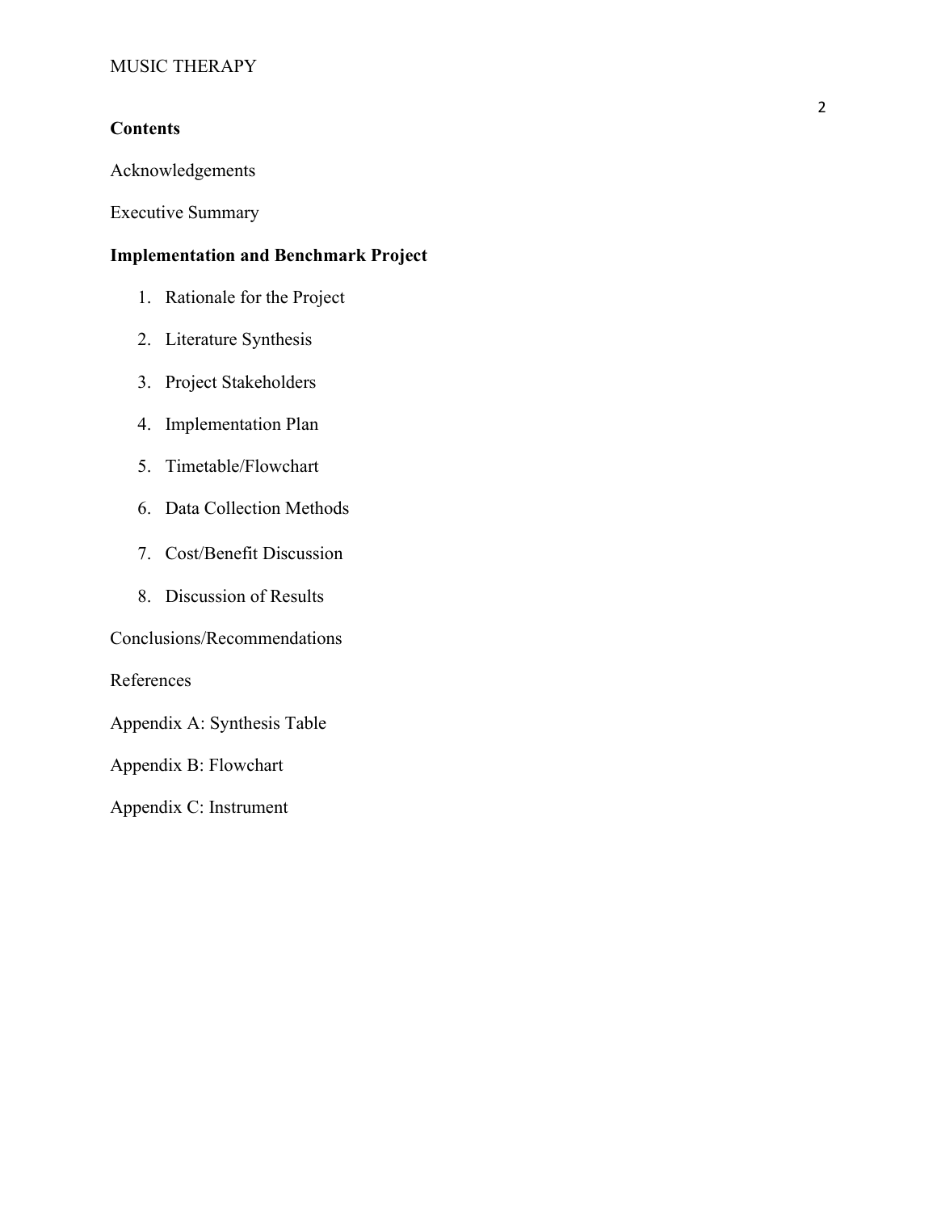**Contents**

Acknowledgements

Executive Summary

**Implementation and Benchmark Project**

1. Rationale for the Project
2. Literature Synthesis
3. Project Stakeholders
4. Implementation Plan
5. Timetable/Flowchart
6. Data Collection Methods
7. Cost/Benefit Discussion
8. Discussion of Results

Conclusions/Recommendations

References

Appendix A: Synthesis Table

Appendix B: Flowchart

Appendix C: Instrument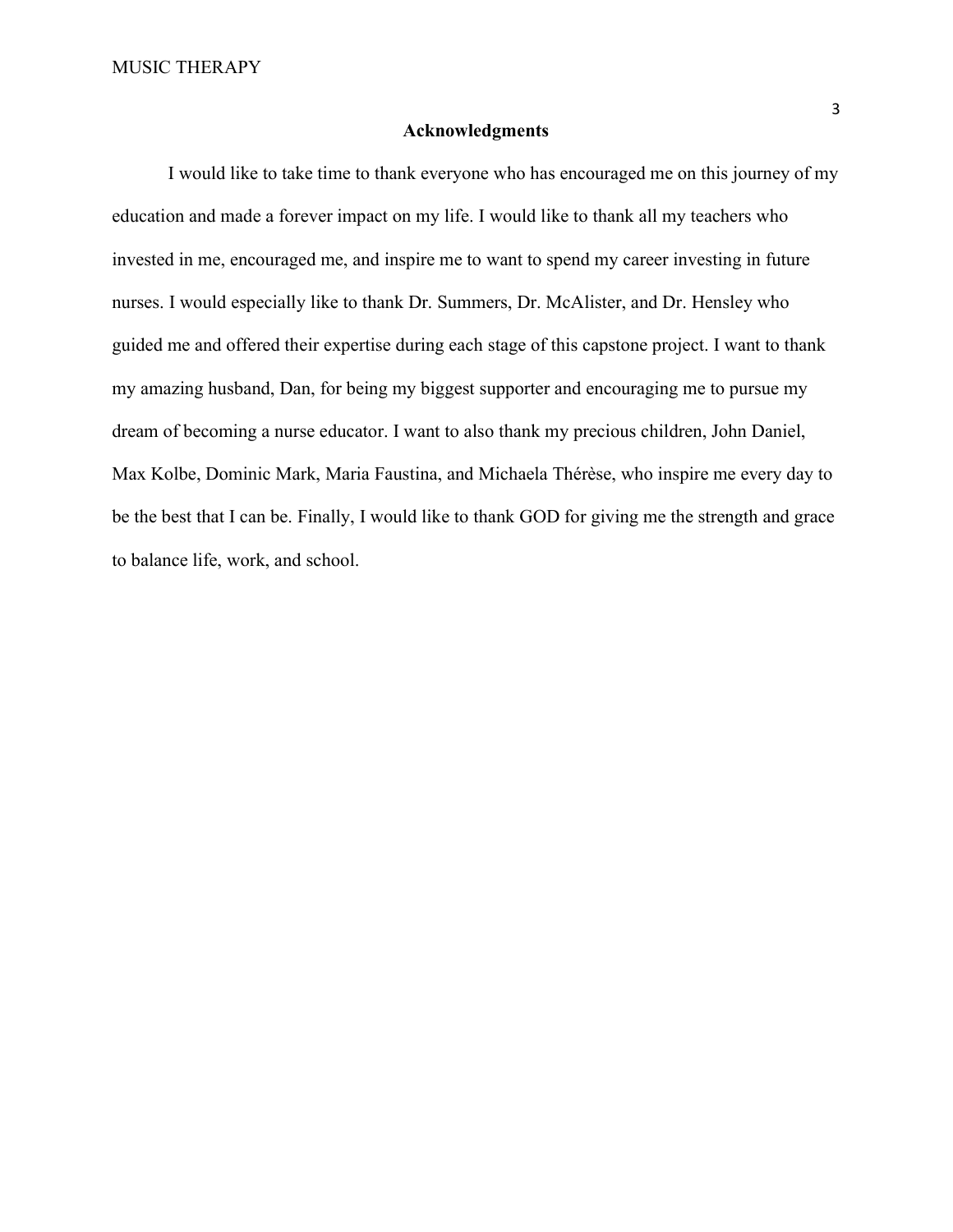## Acknowledgments

I would like to take time to thank everyone who has encouraged me on this journey of my education and made a forever impact on my life. I would like to thank all my teachers who invested in me, encouraged me, and inspire me to want to spend my career investing in future nurses. I would especially like to thank Dr. Summers, Dr. McAlister, and Dr. Hensley who guided me and offered their expertise during each stage of this capstone project. I want to thank my amazing husband, Dan, for being my biggest supporter and encouraging me to pursue my dream of becoming a nurse educator. I want to also thank my precious children, John Daniel, Max Kolbe, Dominic Mark, Maria Faustina, and Michaela Thérèse, who inspire me every day to be the best that I can be. Finally, I would like to thank GOD for giving me the strength and grace to balance life, work, and school.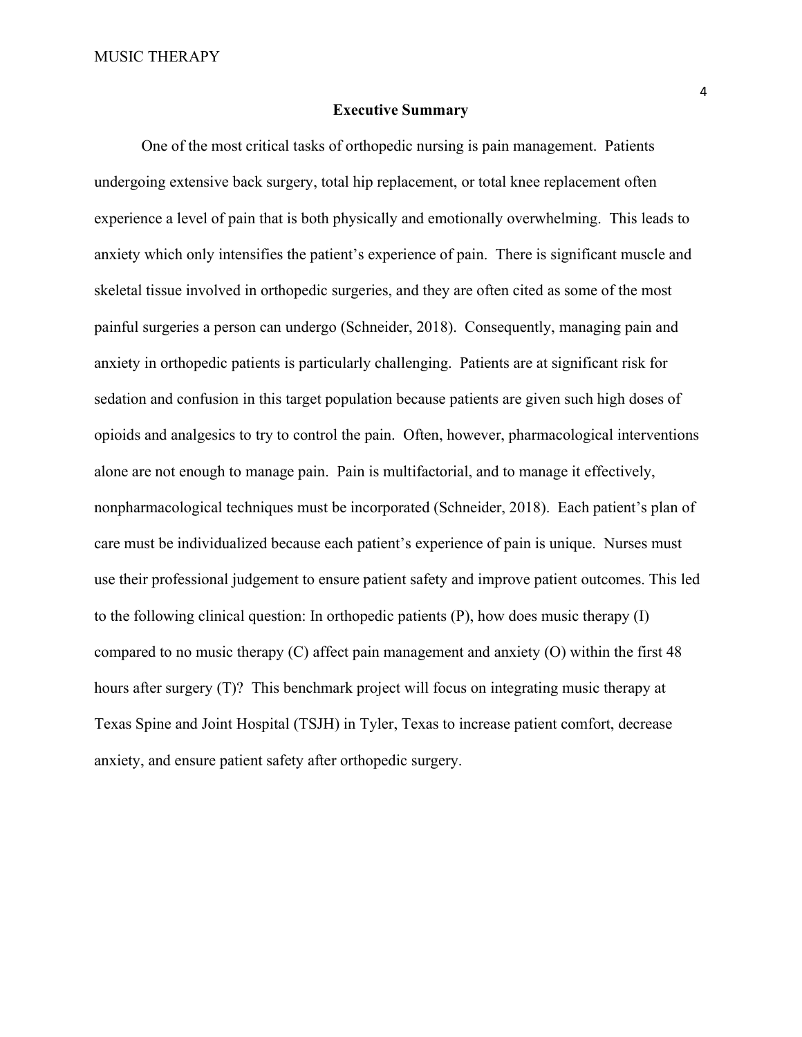## Executive Summary

One of the most critical tasks of orthopedic nursing is pain management. Patients undergoing extensive back surgery, total hip replacement, or total knee replacement often experience a level of pain that is both physically and emotionally overwhelming. This leads to anxiety which only intensifies the patient's experience of pain. There is significant muscle and skeletal tissue involved in orthopedic surgeries, and they are often cited as some of the most painful surgeries a person can undergo (Schneider, 2018). Consequently, managing pain and anxiety in orthopedic patients is particularly challenging. Patients are at significant risk for sedation and confusion in this target population because patients are given such high doses of opioids and analgesics to try to control the pain. Often, however, pharmacological interventions alone are not enough to manage pain. Pain is multifactorial, and to manage it effectively, nonpharmacological techniques must be incorporated (Schneider, 2018). Each patient's plan of care must be individualized because each patient's experience of pain is unique. Nurses must use their professional judgement to ensure patient safety and improve patient outcomes. This led to the following clinical question: In orthopedic patients (P), how does music therapy (I) compared to no music therapy (C) affect pain management and anxiety (O) within the first 48 hours after surgery (T)? This benchmark project will focus on integrating music therapy at Texas Spine and Joint Hospital (TSJH) in Tyler, Texas to increase patient comfort, decrease anxiety, and ensure patient safety after orthopedic surgery.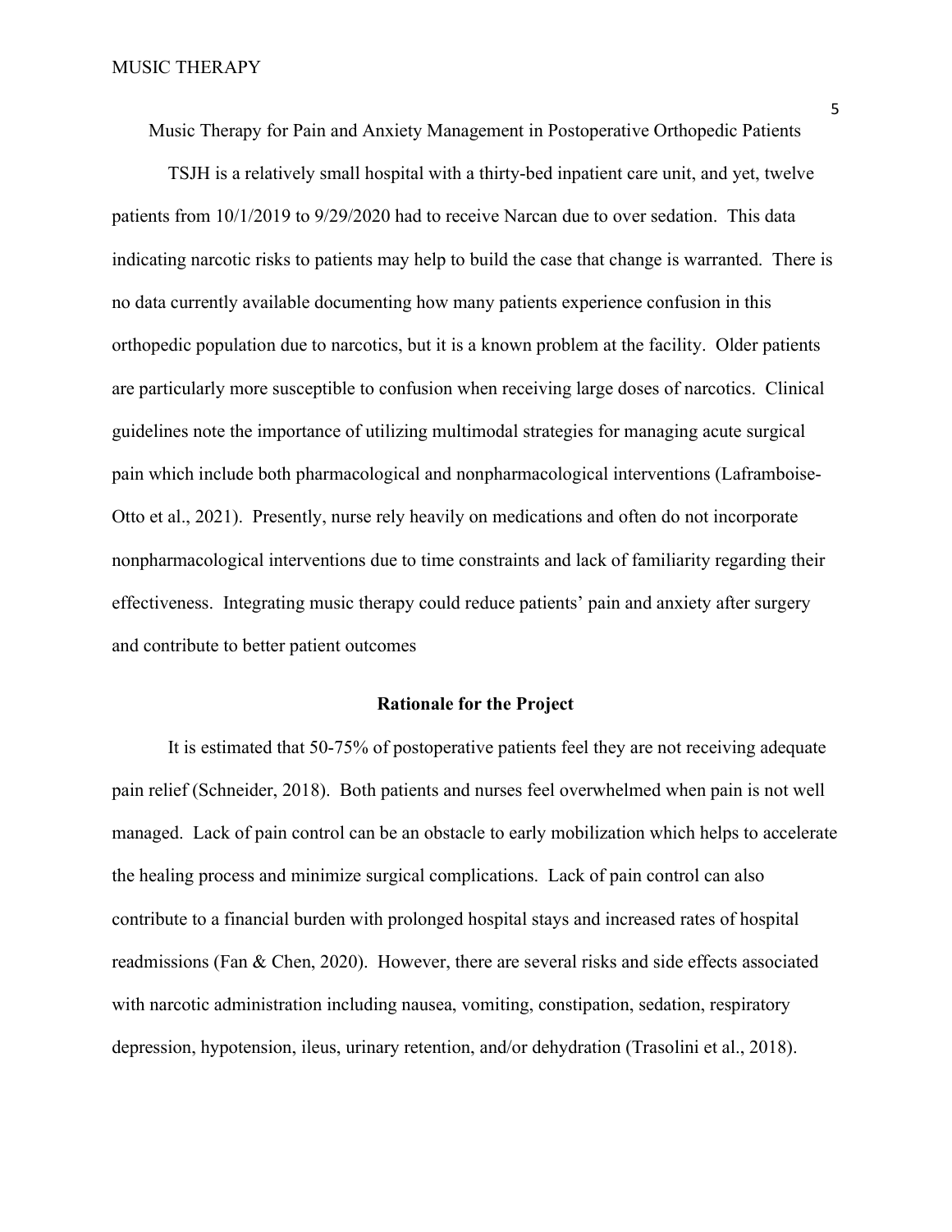# Music Therapy for Pain and Anxiety Management in Postoperative Orthopedic Patients

TSJH is a relatively small hospital with a thirty-bed inpatient care unit, and yet, twelve patients from 10/1/2019 to 9/29/2020 had to receive Narcan due to over sedation. This data indicating narcotic risks to patients may help to build the case that change is warranted. There is no data currently available documenting how many patients experience confusion in this orthopedic population due to narcotics, but it is a known problem at the facility. Older patients are particularly more susceptible to confusion when receiving large doses of narcotics. Clinical guidelines note the importance of utilizing multimodal strategies for managing acute surgical pain which include both pharmacological and nonpharmacological interventions (Laframboise-Otto et al., 2021). Presently, nurse rely heavily on medications and often do not incorporate nonpharmacological interventions due to time constraints and lack of familiarity regarding their effectiveness. Integrating music therapy could reduce patients' pain and anxiety after surgery and contribute to better patient outcomes

## Rationale for the Project

It is estimated that 50-75% of postoperative patients feel they are not receiving adequate pain relief (Schneider, 2018). Both patients and nurses feel overwhelmed when pain is not well managed. Lack of pain control can be an obstacle to early mobilization which helps to accelerate the healing process and minimize surgical complications. Lack of pain control can also contribute to a financial burden with prolonged hospital stays and increased rates of hospital readmissions (Fan & Chen, 2020). However, there are several risks and side effects associated with narcotic administration including nausea, vomiting, constipation, sedation, respiratory depression, hypotension, ileus, urinary retention, and/or dehydration (Trasolini et al., 2018).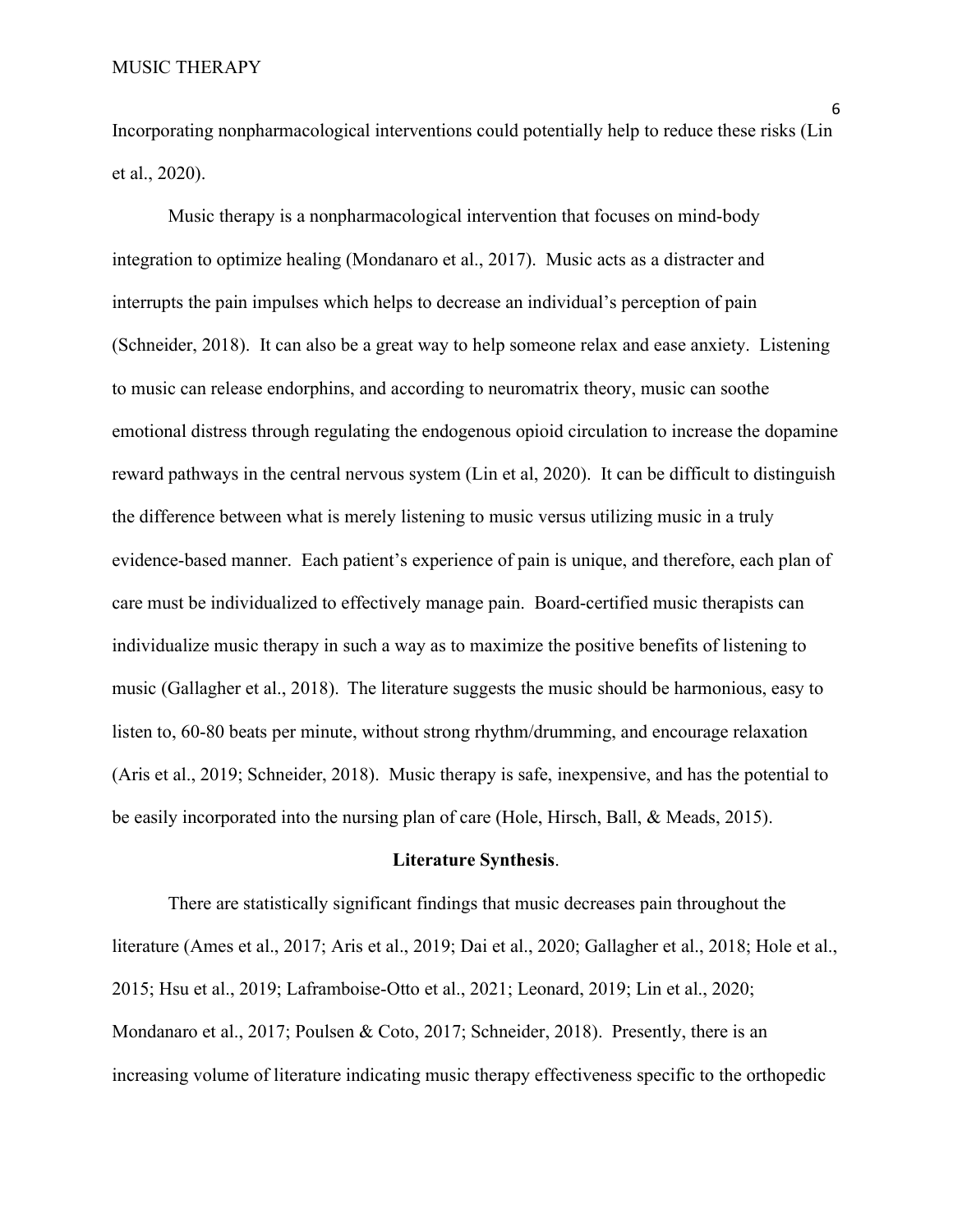Incorporating nonpharmacological interventions could potentially help to reduce these risks (Lin et al., 2020).

Music therapy is a nonpharmacological intervention that focuses on mind-body integration to optimize healing (Mondanaro et al., 2017). Music acts as a distracter and interrupts the pain impulses which helps to decrease an individual's perception of pain (Schneider, 2018). It can also be a great way to help someone relax and ease anxiety. Listening to music can release endorphins, and according to neuromatrix theory, music can soothe emotional distress through regulating the endogenous opioid circulation to increase the dopamine reward pathways in the central nervous system (Lin et al, 2020). It can be difficult to distinguish the difference between what is merely listening to music versus utilizing music in a truly evidence-based manner. Each patient's experience of pain is unique, and therefore, each plan of care must be individualized to effectively manage pain. Board-certified music therapists can individualize music therapy in such a way as to maximize the positive benefits of listening to music (Gallagher et al., 2018). The literature suggests the music should be harmonious, easy to listen to, 60-80 beats per minute, without strong rhythm/drumming, and encourage relaxation (Aris et al., 2019; Schneider, 2018). Music therapy is safe, inexpensive, and has the potential to be easily incorporated into the nursing plan of care (Hole, Hirsch, Ball, & Meads, 2015).

## Literature Synthesis.

There are statistically significant findings that music decreases pain throughout the literature (Ames et al., 2017; Aris et al., 2019; Dai et al., 2020; Gallagher et al., 2018; Hole et al., 2015; Hsu et al., 2019; Laframboise-Otto et al., 2021; Leonard, 2019; Lin et al., 2020; Mondanaro et al., 2017; Poulsen & Coto, 2017; Schneider, 2018). Presently, there is an increasing volume of literature indicating music therapy effectiveness specific to the orthopedic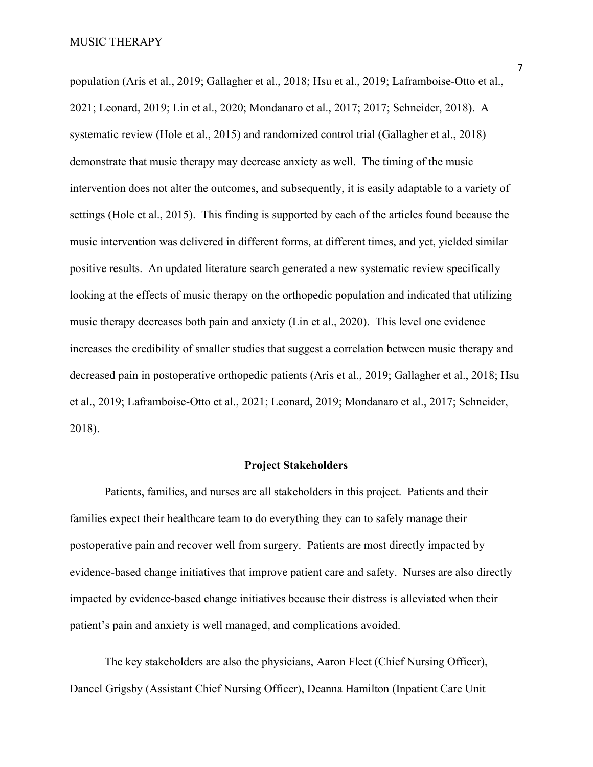population (Aris et al., 2019; Gallagher et al., 2018; Hsu et al., 2019; Laframboise-Otto et al., 2021; Leonard, 2019; Lin et al., 2020; Mondanaro et al., 2017; 2017; Schneider, 2018). A systematic review (Hole et al., 2015) and randomized control trial (Gallagher et al., 2018) demonstrate that music therapy may decrease anxiety as well. The timing of the music intervention does not alter the outcomes, and subsequently, it is easily adaptable to a variety of settings (Hole et al., 2015). This finding is supported by each of the articles found because the music intervention was delivered in different forms, at different times, and yet, yielded similar positive results. An updated literature search generated a new systematic review specifically looking at the effects of music therapy on the orthopedic population and indicated that utilizing music therapy decreases both pain and anxiety (Lin et al., 2020). This level one evidence increases the credibility of smaller studies that suggest a correlation between music therapy and decreased pain in postoperative orthopedic patients (Aris et al., 2019; Gallagher et al., 2018; Hsu et al., 2019; Laframboise-Otto et al., 2021; Leonard, 2019; Mondanaro et al., 2017; Schneider, 2018).

## Project Stakeholders

Patients, families, and nurses are all stakeholders in this project. Patients and their families expect their healthcare team to do everything they can to safely manage their postoperative pain and recover well from surgery. Patients are most directly impacted by evidence-based change initiatives that improve patient care and safety. Nurses are also directly impacted by evidence-based change initiatives because their distress is alleviated when their patient's pain and anxiety is well managed, and complications avoided.

The key stakeholders are also the physicians, Aaron Fleet (Chief Nursing Officer), Dancel Grigsby (Assistant Chief Nursing Officer), Deanna Hamilton (Inpatient Care Unit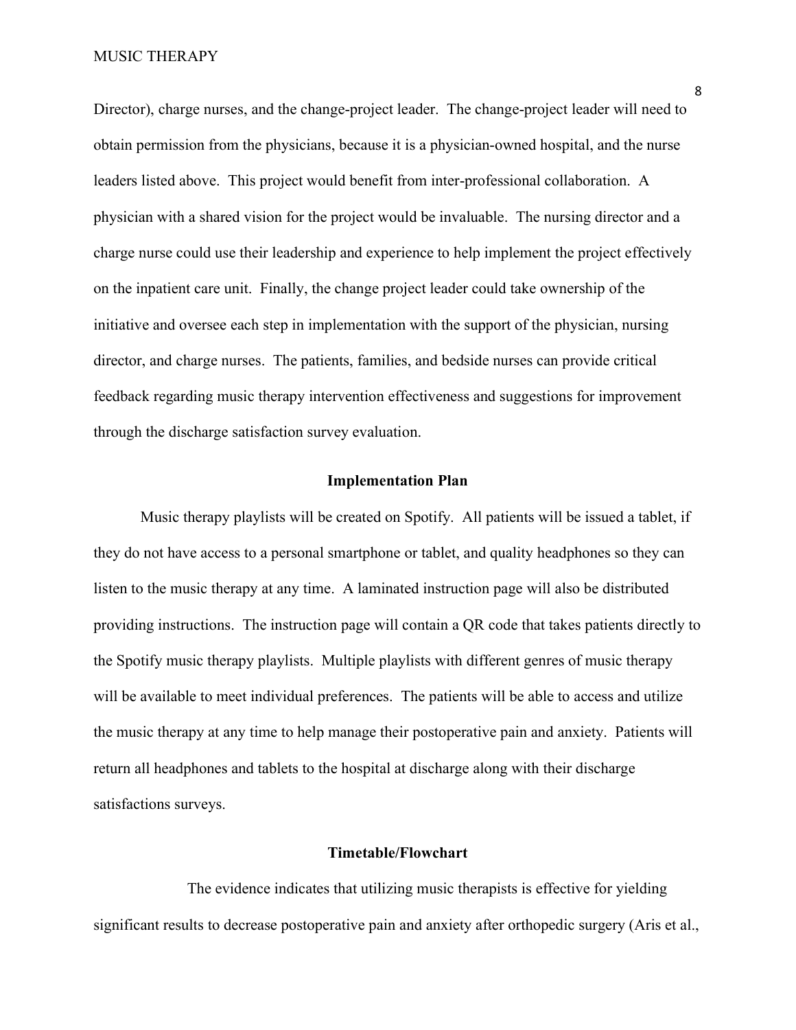Director), charge nurses, and the change-project leader. The change-project leader will need to obtain permission from the physicians, because it is a physician-owned hospital, and the nurse leaders listed above. This project would benefit from inter-professional collaboration. A physician with a shared vision for the project would be invaluable. The nursing director and a charge nurse could use their leadership and experience to help implement the project effectively on the inpatient care unit. Finally, the change project leader could take ownership of the initiative and oversee each step in implementation with the support of the physician, nursing director, and charge nurses. The patients, families, and bedside nurses can provide critical feedback regarding music therapy intervention effectiveness and suggestions for improvement through the discharge satisfaction survey evaluation.

## Implementation Plan

Music therapy playlists will be created on Spotify. All patients will be issued a tablet, if they do not have access to a personal smartphone or tablet, and quality headphones so they can listen to the music therapy at any time. A laminated instruction page will also be distributed providing instructions. The instruction page will contain a QR code that takes patients directly to the Spotify music therapy playlists. Multiple playlists with different genres of music therapy will be available to meet individual preferences. The patients will be able to access and utilize the music therapy at any time to help manage their postoperative pain and anxiety. Patients will return all headphones and tablets to the hospital at discharge along with their discharge satisfactions surveys.

## Timetable/Flowchart

The evidence indicates that utilizing music therapists is effective for yielding significant results to decrease postoperative pain and anxiety after orthopedic surgery (Aris et al.,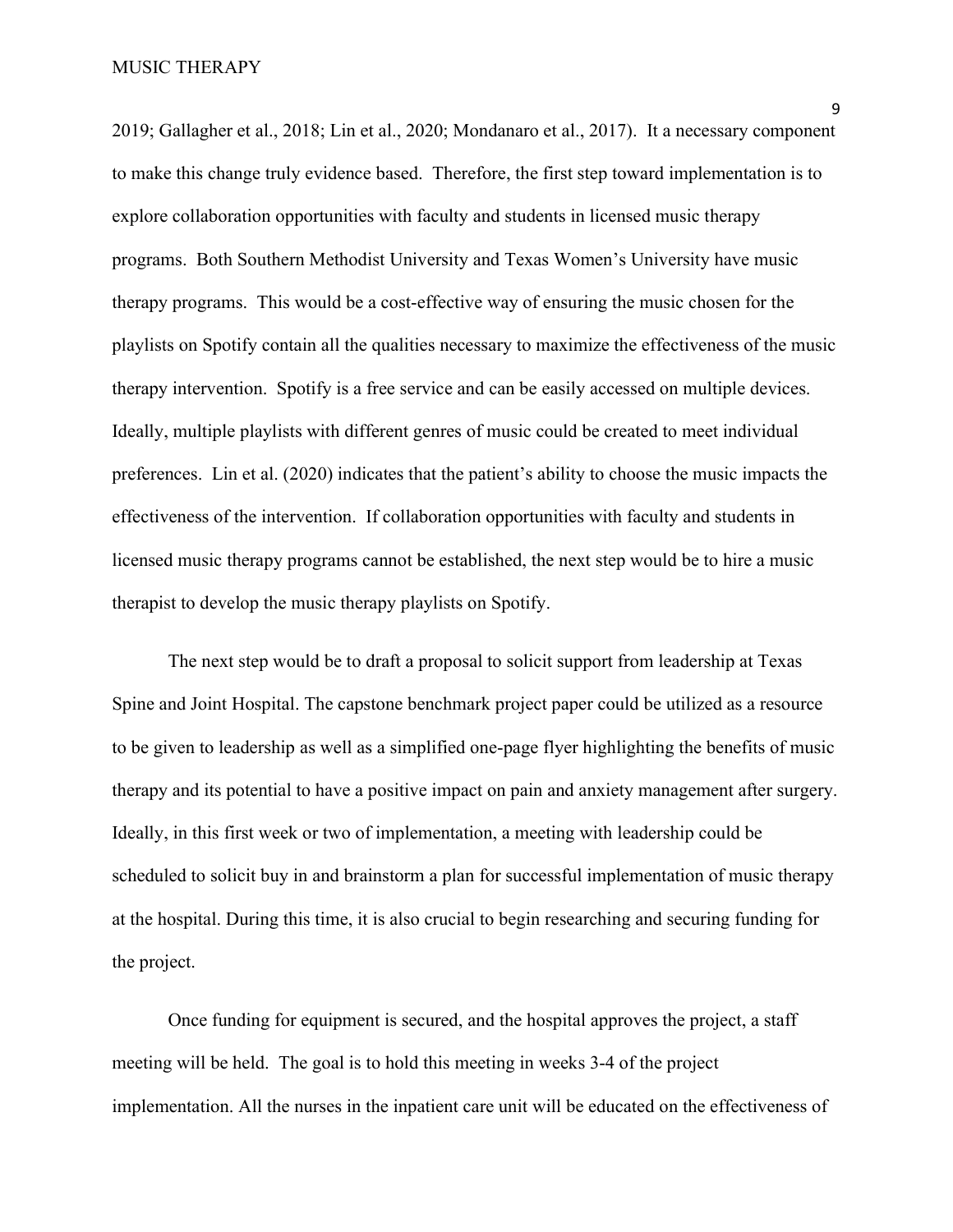2019; Gallagher et al., 2018; Lin et al., 2020; Mondanaro et al., 2017). It a necessary component to make this change truly evidence based. Therefore, the first step toward implementation is to explore collaboration opportunities with faculty and students in licensed music therapy programs. Both Southern Methodist University and Texas Women's University have music therapy programs. This would be a cost-effective way of ensuring the music chosen for the playlists on Spotify contain all the qualities necessary to maximize the effectiveness of the music therapy intervention. Spotify is a free service and can be easily accessed on multiple devices. Ideally, multiple playlists with different genres of music could be created to meet individual preferences. Lin et al. (2020) indicates that the patient's ability to choose the music impacts the effectiveness of the intervention. If collaboration opportunities with faculty and students in licensed music therapy programs cannot be established, the next step would be to hire a music therapist to develop the music therapy playlists on Spotify.

The next step would be to draft a proposal to solicit support from leadership at Texas Spine and Joint Hospital. The capstone benchmark project paper could be utilized as a resource to be given to leadership as well as a simplified one-page flyer highlighting the benefits of music therapy and its potential to have a positive impact on pain and anxiety management after surgery. Ideally, in this first week or two of implementation, a meeting with leadership could be scheduled to solicit buy in and brainstorm a plan for successful implementation of music therapy at the hospital. During this time, it is also crucial to begin researching and securing funding for the project.

Once funding for equipment is secured, and the hospital approves the project, a staff meeting will be held. The goal is to hold this meeting in weeks 3-4 of the project implementation. All the nurses in the inpatient care unit will be educated on the effectiveness of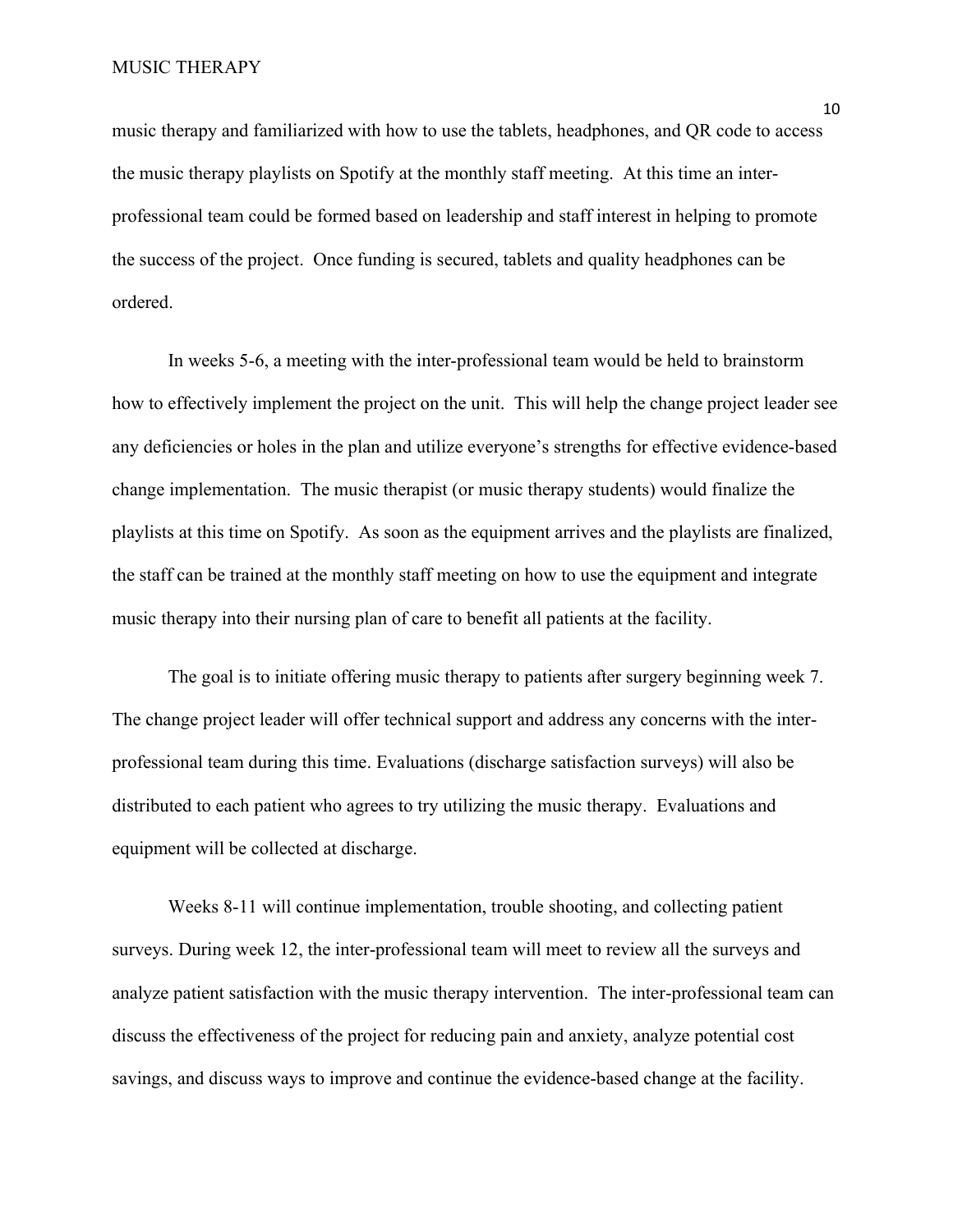music therapy and familiarized with how to use the tablets, headphones, and QR code to access the music therapy playlists on Spotify at the monthly staff meeting. At this time an inter-professional team could be formed based on leadership and staff interest in helping to promote the success of the project. Once funding is secured, tablets and quality headphones can be ordered.

In weeks 5-6, a meeting with the inter-professional team would be held to brainstorm how to effectively implement the project on the unit. This will help the change project leader see any deficiencies or holes in the plan and utilize everyone's strengths for effective evidence-based change implementation. The music therapist (or music therapy students) would finalize the playlists at this time on Spotify. As soon as the equipment arrives and the playlists are finalized, the staff can be trained at the monthly staff meeting on how to use the equipment and integrate music therapy into their nursing plan of care to benefit all patients at the facility.

The goal is to initiate offering music therapy to patients after surgery beginning week 7. The change project leader will offer technical support and address any concerns with the inter-professional team during this time. Evaluations (discharge satisfaction surveys) will also be distributed to each patient who agrees to try utilizing the music therapy. Evaluations and equipment will be collected at discharge.

Weeks 8-11 will continue implementation, trouble shooting, and collecting patient surveys. During week 12, the inter-professional team will meet to review all the surveys and analyze patient satisfaction with the music therapy intervention. The inter-professional team can discuss the effectiveness of the project for reducing pain and anxiety, analyze potential cost savings, and discuss ways to improve and continue the evidence-based change at the facility.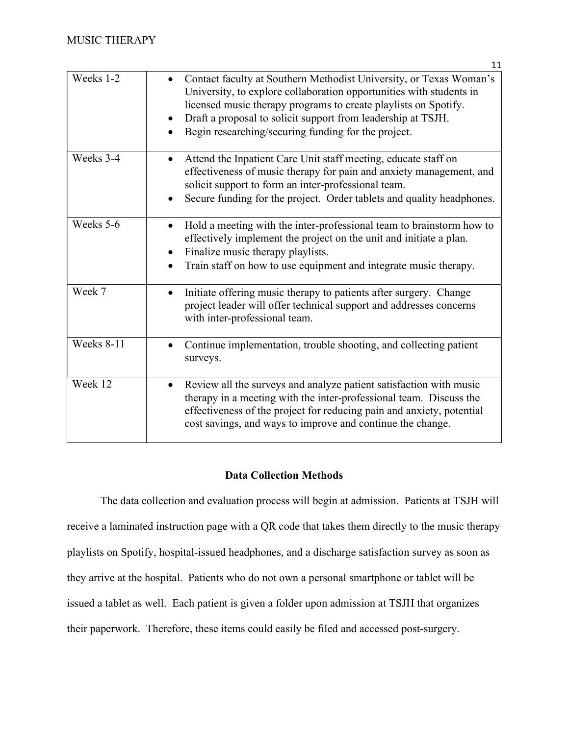| | |
|---|---|
| Weeks 1-2 | • Contact faculty at Southern Methodist University, or Texas Woman's University, to explore collaboration opportunities with students in licensed music therapy programs to create playlists on Spotify.<br>• Draft a proposal to solicit support from leadership at TSJH.<br>• Begin researching/securing funding for the project. |
| Weeks 3-4 | • Attend the Inpatient Care Unit staff meeting, educate staff on effectiveness of music therapy for pain and anxiety management, and solicit support to form an inter-professional team.<br>• Secure funding for the project. Order tablets and quality headphones. |
| Weeks 5-6 | • Hold a meeting with the inter-professional team to brainstorm how to effectively implement the project on the unit and initiate a plan.<br>• Finalize music therapy playlists.<br>• Train staff on how to use equipment and integrate music therapy. |
| Week 7 | • Initiate offering music therapy to patients after surgery. Change project leader will offer technical support and addresses concerns with inter-professional team. |
| Weeks 8-11 | • Continue implementation, trouble shooting, and collecting patient surveys. |
| Week 12 | • Review all the surveys and analyze patient satisfaction with music therapy in a meeting with the inter-professional team. Discuss the effectiveness of the project for reducing pain and anxiety, potential cost savings, and ways to improve and continue the change. |

## Data Collection Methods

The data collection and evaluation process will begin at admission. Patients at TSJH will receive a laminated instruction page with a QR code that takes them directly to the music therapy playlists on Spotify, hospital-issued headphones, and a discharge satisfaction survey as soon as they arrive at the hospital. Patients who do not own a personal smartphone or tablet will be issued a tablet as well. Each patient is given a folder upon admission at TSJH that organizes their paperwork. Therefore, these items could easily be filed and accessed post-surgery.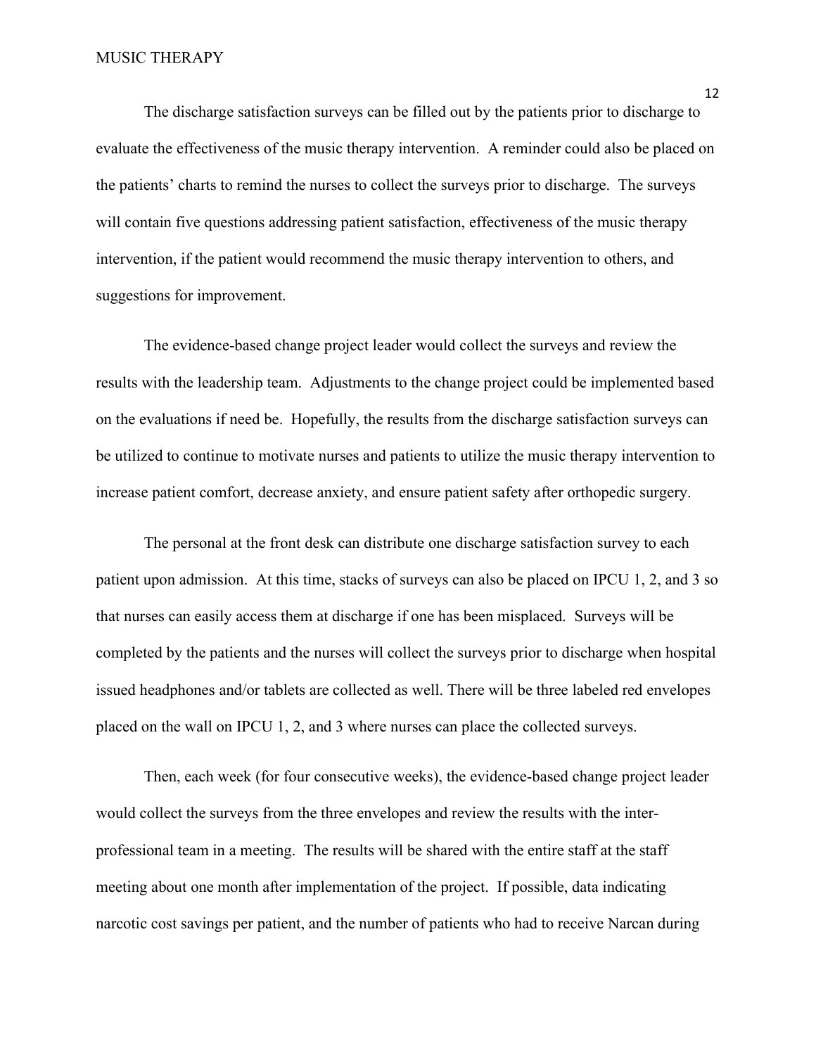The discharge satisfaction surveys can be filled out by the patients prior to discharge to evaluate the effectiveness of the music therapy intervention. A reminder could also be placed on the patients' charts to remind the nurses to collect the surveys prior to discharge. The surveys will contain five questions addressing patient satisfaction, effectiveness of the music therapy intervention, if the patient would recommend the music therapy intervention to others, and suggestions for improvement.

The evidence-based change project leader would collect the surveys and review the results with the leadership team. Adjustments to the change project could be implemented based on the evaluations if need be. Hopefully, the results from the discharge satisfaction surveys can be utilized to continue to motivate nurses and patients to utilize the music therapy intervention to increase patient comfort, decrease anxiety, and ensure patient safety after orthopedic surgery.

The personal at the front desk can distribute one discharge satisfaction survey to each patient upon admission. At this time, stacks of surveys can also be placed on IPCU 1, 2, and 3 so that nurses can easily access them at discharge if one has been misplaced. Surveys will be completed by the patients and the nurses will collect the surveys prior to discharge when hospital issued headphones and/or tablets are collected as well. There will be three labeled red envelopes placed on the wall on IPCU 1, 2, and 3 where nurses can place the collected surveys.

Then, each week (for four consecutive weeks), the evidence-based change project leader would collect the surveys from the three envelopes and review the results with the inter-professional team in a meeting. The results will be shared with the entire staff at the staff meeting about one month after implementation of the project. If possible, data indicating narcotic cost savings per patient, and the number of patients who had to receive Narcan during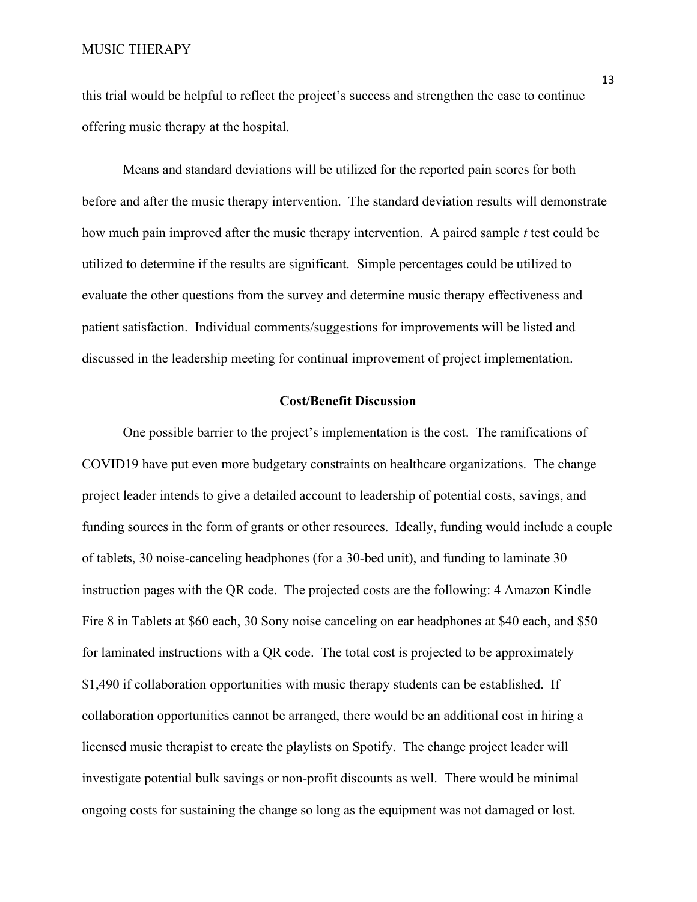this trial would be helpful to reflect the project's success and strengthen the case to continue offering music therapy at the hospital.

Means and standard deviations will be utilized for the reported pain scores for both before and after the music therapy intervention. The standard deviation results will demonstrate how much pain improved after the music therapy intervention. A paired sample *t* test could be utilized to determine if the results are significant. Simple percentages could be utilized to evaluate the other questions from the survey and determine music therapy effectiveness and patient satisfaction. Individual comments/suggestions for improvements will be listed and discussed in the leadership meeting for continual improvement of project implementation.

## Cost/Benefit Discussion

One possible barrier to the project's implementation is the cost. The ramifications of COVID19 have put even more budgetary constraints on healthcare organizations. The change project leader intends to give a detailed account to leadership of potential costs, savings, and funding sources in the form of grants or other resources. Ideally, funding would include a couple of tablets, 30 noise-canceling headphones (for a 30-bed unit), and funding to laminate 30 instruction pages with the QR code. The projected costs are the following: 4 Amazon Kindle Fire 8 in Tablets at $60 each, 30 Sony noise canceling on ear headphones at $40 each, and $50 for laminated instructions with a QR code. The total cost is projected to be approximately $1,490 if collaboration opportunities with music therapy students can be established. If collaboration opportunities cannot be arranged, there would be an additional cost in hiring a licensed music therapist to create the playlists on Spotify. The change project leader will investigate potential bulk savings or non-profit discounts as well. There would be minimal ongoing costs for sustaining the change so long as the equipment was not damaged or lost.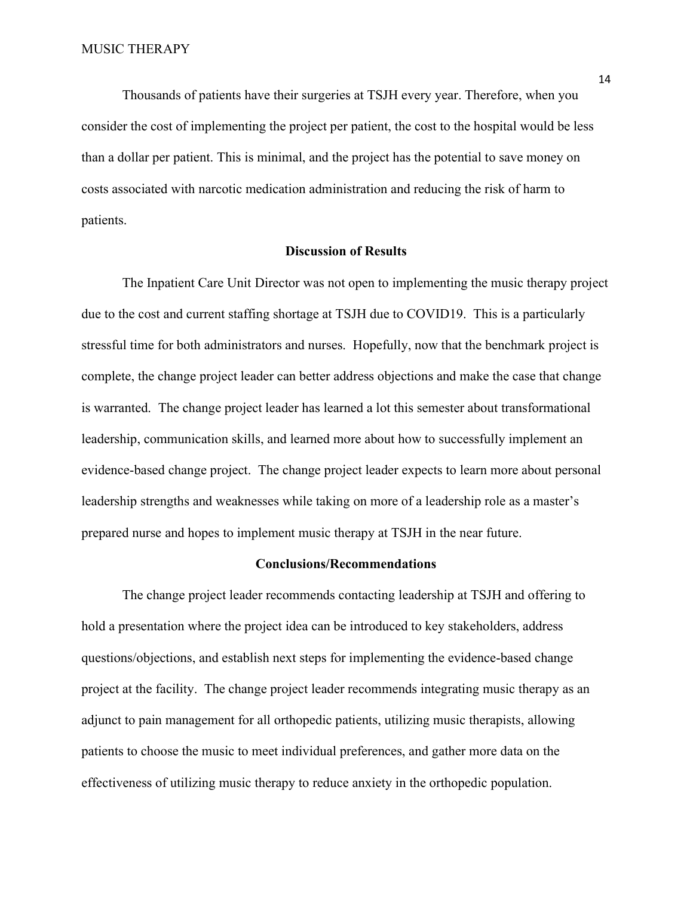Thousands of patients have their surgeries at TSJH every year. Therefore, when you consider the cost of implementing the project per patient, the cost to the hospital would be less than a dollar per patient. This is minimal, and the project has the potential to save money on costs associated with narcotic medication administration and reducing the risk of harm to patients.

## Discussion of Results

The Inpatient Care Unit Director was not open to implementing the music therapy project due to the cost and current staffing shortage at TSJH due to COVID19. This is a particularly stressful time for both administrators and nurses. Hopefully, now that the benchmark project is complete, the change project leader can better address objections and make the case that change is warranted. The change project leader has learned a lot this semester about transformational leadership, communication skills, and learned more about how to successfully implement an evidence-based change project. The change project leader expects to learn more about personal leadership strengths and weaknesses while taking on more of a leadership role as a master's prepared nurse and hopes to implement music therapy at TSJH in the near future.

## Conclusions/Recommendations

The change project leader recommends contacting leadership at TSJH and offering to hold a presentation where the project idea can be introduced to key stakeholders, address questions/objections, and establish next steps for implementing the evidence-based change project at the facility. The change project leader recommends integrating music therapy as an adjunct to pain management for all orthopedic patients, utilizing music therapists, allowing patients to choose the music to meet individual preferences, and gather more data on the effectiveness of utilizing music therapy to reduce anxiety in the orthopedic population.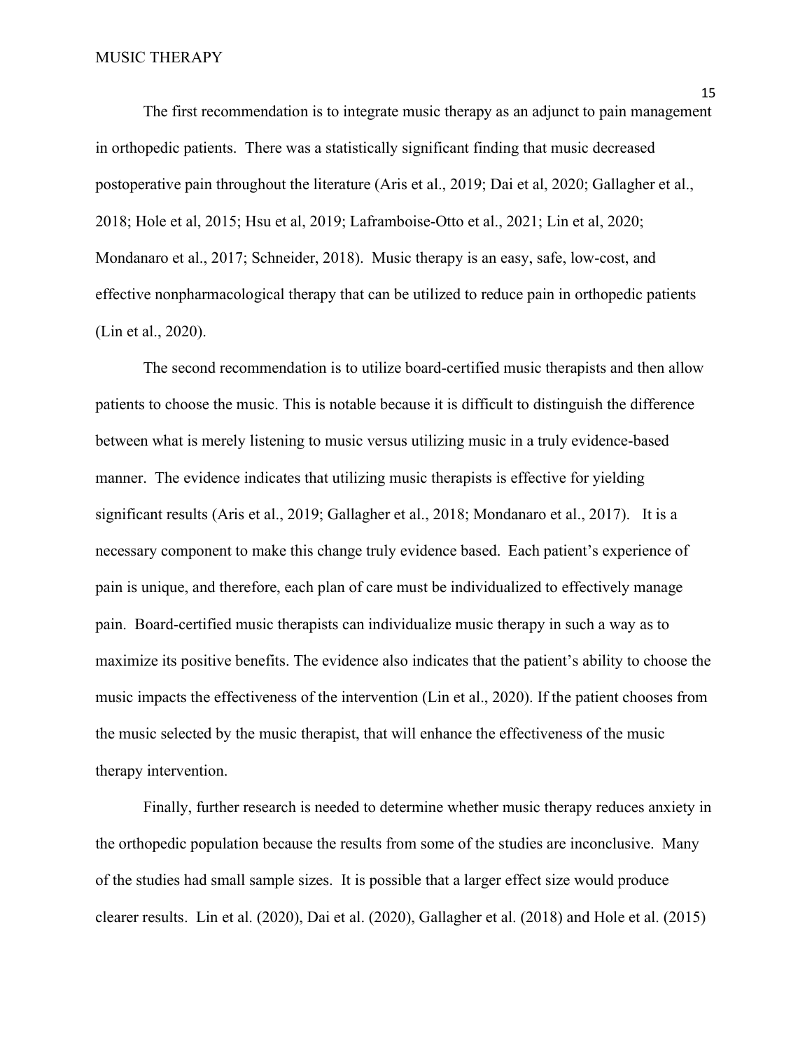The first recommendation is to integrate music therapy as an adjunct to pain management in orthopedic patients. There was a statistically significant finding that music decreased postoperative pain throughout the literature (Aris et al., 2019; Dai et al, 2020; Gallagher et al., 2018; Hole et al, 2015; Hsu et al, 2019; Laframboise-Otto et al., 2021; Lin et al, 2020; Mondanaro et al., 2017; Schneider, 2018). Music therapy is an easy, safe, low-cost, and effective nonpharmacological therapy that can be utilized to reduce pain in orthopedic patients (Lin et al., 2020).

The second recommendation is to utilize board-certified music therapists and then allow patients to choose the music. This is notable because it is difficult to distinguish the difference between what is merely listening to music versus utilizing music in a truly evidence-based manner. The evidence indicates that utilizing music therapists is effective for yielding significant results (Aris et al., 2019; Gallagher et al., 2018; Mondanaro et al., 2017). It is a necessary component to make this change truly evidence based. Each patient's experience of pain is unique, and therefore, each plan of care must be individualized to effectively manage pain. Board-certified music therapists can individualize music therapy in such a way as to maximize its positive benefits. The evidence also indicates that the patient's ability to choose the music impacts the effectiveness of the intervention (Lin et al., 2020). If the patient chooses from the music selected by the music therapist, that will enhance the effectiveness of the music therapy intervention.

Finally, further research is needed to determine whether music therapy reduces anxiety in the orthopedic population because the results from some of the studies are inconclusive. Many of the studies had small sample sizes. It is possible that a larger effect size would produce clearer results. Lin et al. (2020), Dai et al. (2020), Gallagher et al. (2018) and Hole et al. (2015)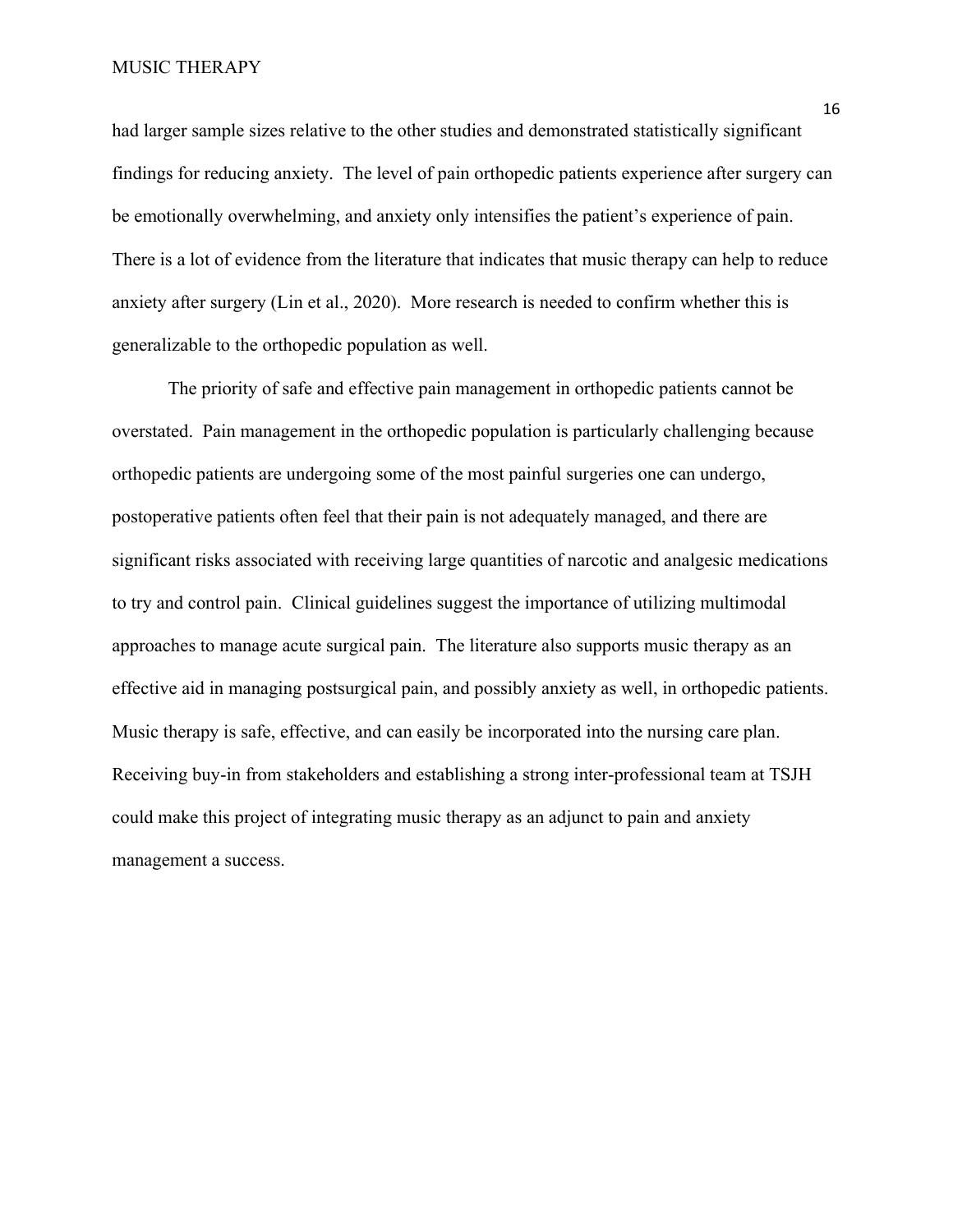had larger sample sizes relative to the other studies and demonstrated statistically significant findings for reducing anxiety. The level of pain orthopedic patients experience after surgery can be emotionally overwhelming, and anxiety only intensifies the patient's experience of pain. There is a lot of evidence from the literature that indicates that music therapy can help to reduce anxiety after surgery (Lin et al., 2020). More research is needed to confirm whether this is generalizable to the orthopedic population as well.

The priority of safe and effective pain management in orthopedic patients cannot be overstated. Pain management in the orthopedic population is particularly challenging because orthopedic patients are undergoing some of the most painful surgeries one can undergo, postoperative patients often feel that their pain is not adequately managed, and there are significant risks associated with receiving large quantities of narcotic and analgesic medications to try and control pain. Clinical guidelines suggest the importance of utilizing multimodal approaches to manage acute surgical pain. The literature also supports music therapy as an effective aid in managing postsurgical pain, and possibly anxiety as well, in orthopedic patients. Music therapy is safe, effective, and can easily be incorporated into the nursing care plan. Receiving buy-in from stakeholders and establishing a strong inter-professional team at TSJH could make this project of integrating music therapy as an adjunct to pain and anxiety management a success.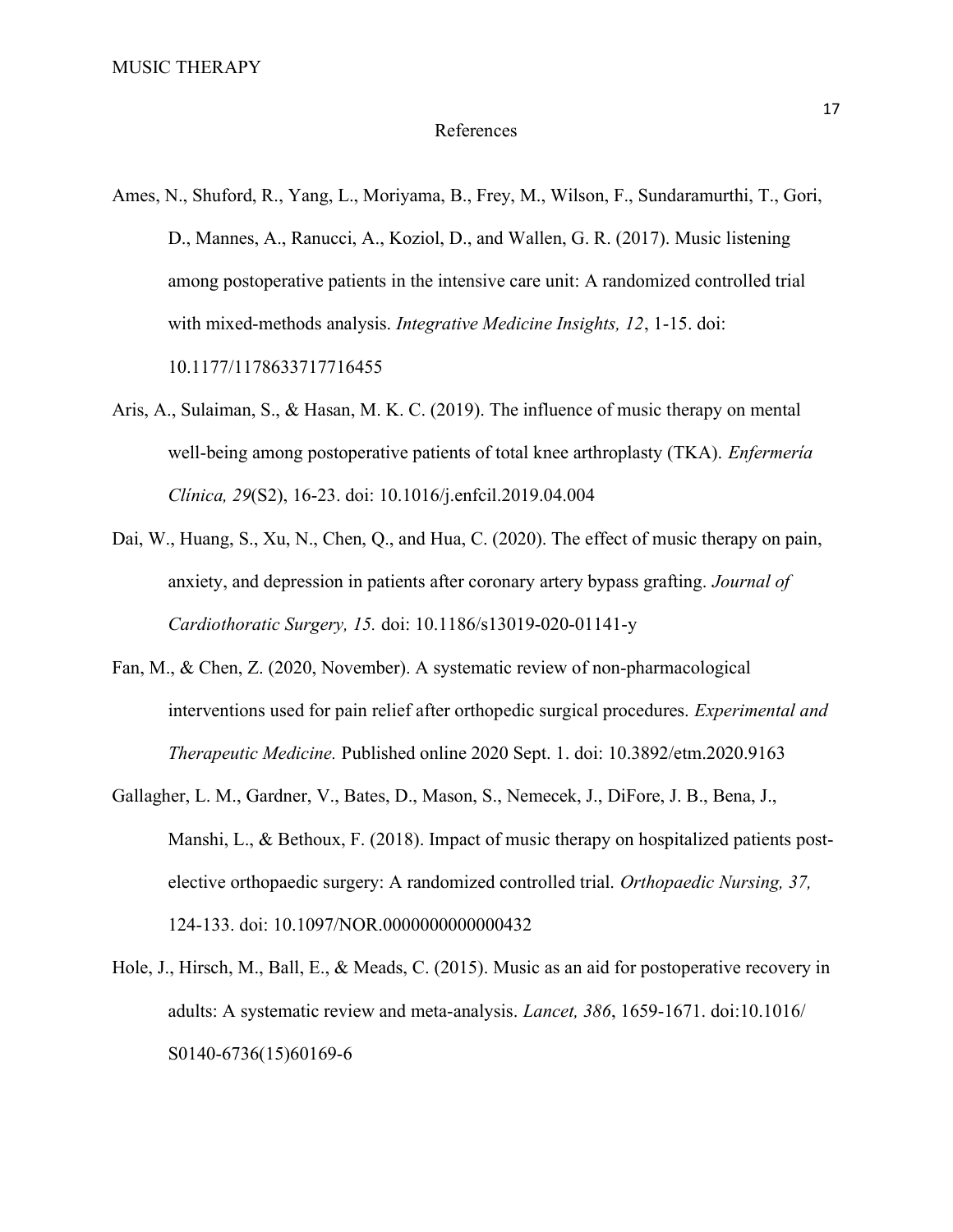# References

Ames, N., Shuford, R., Yang, L., Moriyama, B., Frey, M., Wilson, F., Sundaramurthi, T., Gori, D., Mannes, A., Ranucci, A., Koziol, D., and Wallen, G. R. (2017). Music listening among postoperative patients in the intensive care unit: A randomized controlled trial with mixed-methods analysis. *Integrative Medicine Insights, 12*, 1-15. doi: 10.1177/1178633717716455

Aris, A., Sulaiman, S., & Hasan, M. K. C. (2019). The influence of music therapy on mental well-being among postoperative patients of total knee arthroplasty (TKA). *Enfermería Clínica, 29*(S2), 16-23. doi: 10.1016/j.enfcil.2019.04.004

Dai, W., Huang, S., Xu, N., Chen, Q., and Hua, C. (2020). The effect of music therapy on pain, anxiety, and depression in patients after coronary artery bypass grafting. *Journal of Cardiothoratic Surgery, 15.* doi: 10.1186/s13019-020-01141-y

Fan, M., & Chen, Z. (2020, November). A systematic review of non-pharmacological interventions used for pain relief after orthopedic surgical procedures. *Experimental and Therapeutic Medicine.* Published online 2020 Sept. 1. doi: 10.3892/etm.2020.9163

Gallagher, L. M., Gardner, V., Bates, D., Mason, S., Nemecek, J., DiFore, J. B., Bena, J., Manshi, L., & Bethoux, F. (2018). Impact of music therapy on hospitalized patients post-elective orthopaedic surgery: A randomized controlled trial. *Orthopaedic Nursing, 37,* 124-133. doi: 10.1097/NOR.0000000000000432

Hole, J., Hirsch, M., Ball, E., & Meads, C. (2015). Music as an aid for postoperative recovery in adults: A systematic review and meta-analysis. *Lancet, 386*, 1659-1671. doi:10.1016/ S0140-6736(15)60169-6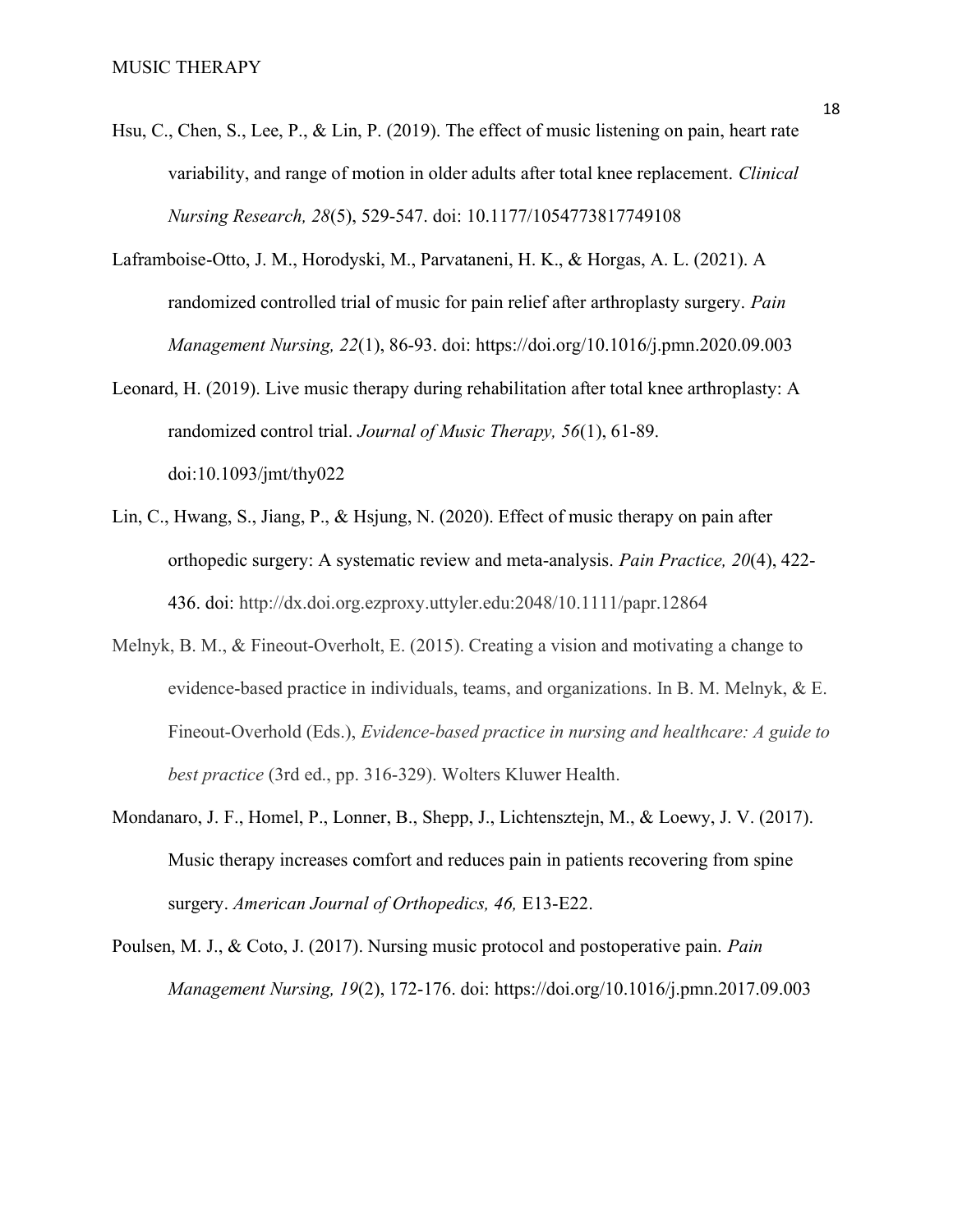Hsu, C., Chen, S., Lee, P., & Lin, P. (2019). The effect of music listening on pain, heart rate variability, and range of motion in older adults after total knee replacement. *Clinical Nursing Research, 28*(5), 529-547. doi: 10.1177/1054773817749108

Laframboise-Otto, J. M., Horodyski, M., Parvataneni, H. K., & Horgas, A. L. (2021). A randomized controlled trial of music for pain relief after arthroplasty surgery. *Pain Management Nursing, 22*(1), 86-93. doi: https://doi.org/10.1016/j.pmn.2020.09.003

Leonard, H. (2019). Live music therapy during rehabilitation after total knee arthroplasty: A randomized control trial. *Journal of Music Therapy, 56*(1), 61-89. doi:10.1093/jmt/thy022

Lin, C., Hwang, S., Jiang, P., & Hsjung, N. (2020). Effect of music therapy on pain after orthopedic surgery: A systematic review and meta-analysis. *Pain Practice, 20*(4), 422-436. doi: http://dx.doi.org.ezproxy.uttyler.edu:2048/10.1111/papr.12864

Melnyk, B. M., & Fineout-Overholt, E. (2015). Creating a vision and motivating a change to evidence-based practice in individuals, teams, and organizations. In B. M. Melnyk, & E. Fineout-Overhold (Eds.), *Evidence-based practice in nursing and healthcare: A guide to best practice* (3rd ed., pp. 316-329). Wolters Kluwer Health.

Mondanaro, J. F., Homel, P., Lonner, B., Shepp, J., Lichtensztejn, M., & Loewy, J. V. (2017). Music therapy increases comfort and reduces pain in patients recovering from spine surgery. *American Journal of Orthopedics, 46,* E13-E22.

Poulsen, M. J., & Coto, J. (2017). Nursing music protocol and postoperative pain. *Pain Management Nursing, 19*(2), 172-176. doi: https://doi.org/10.1016/j.pmn.2017.09.003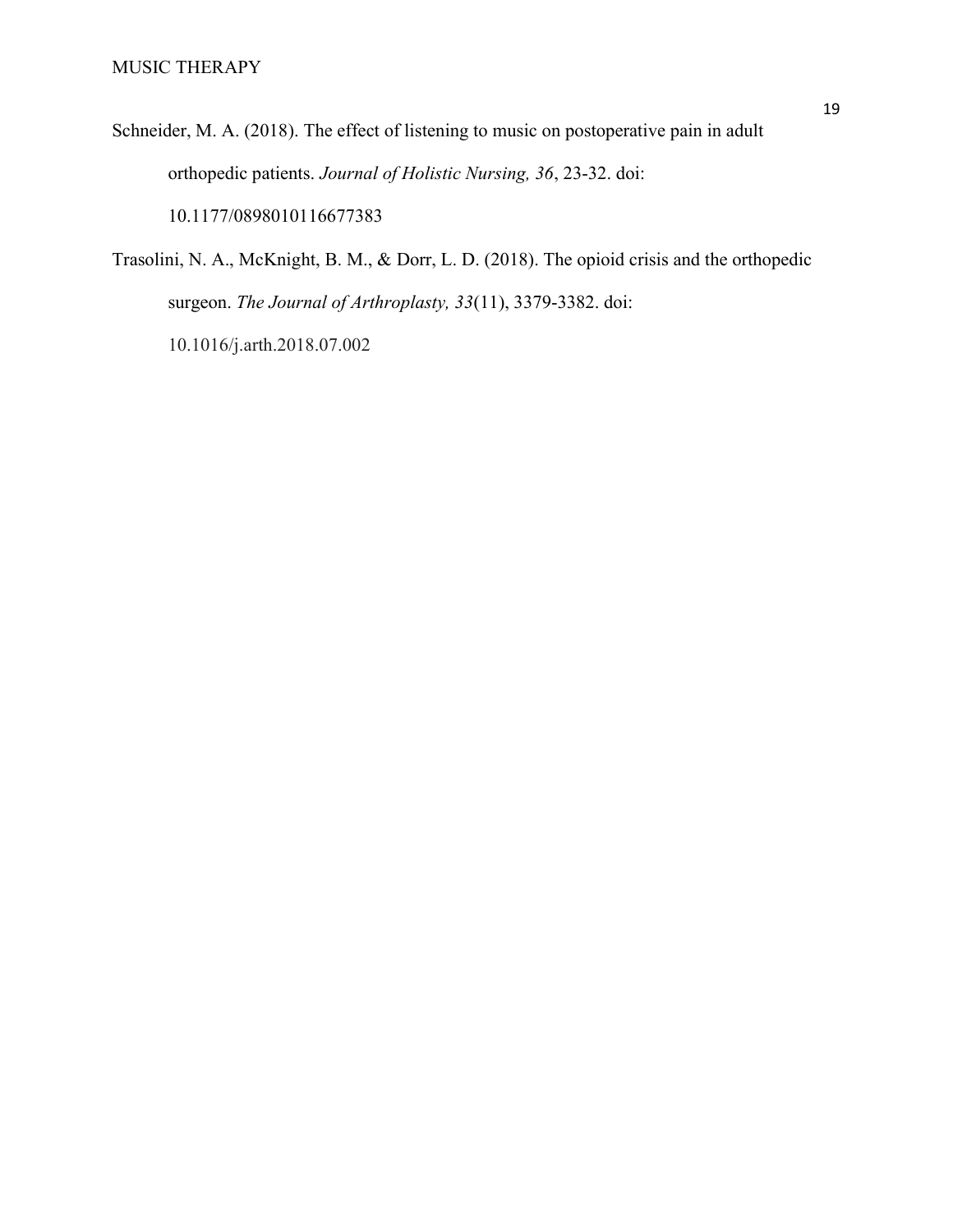Schneider, M. A. (2018). The effect of listening to music on postoperative pain in adult orthopedic patients. *Journal of Holistic Nursing, 36*, 23-32. doi: 10.1177/0898010116677383

Trasolini, N. A., McKnight, B. M., & Dorr, L. D. (2018). The opioid crisis and the orthopedic surgeon. *The Journal of Arthroplasty, 33*(11), 3379-3382. doi: 10.1016/j.arth.2018.07.002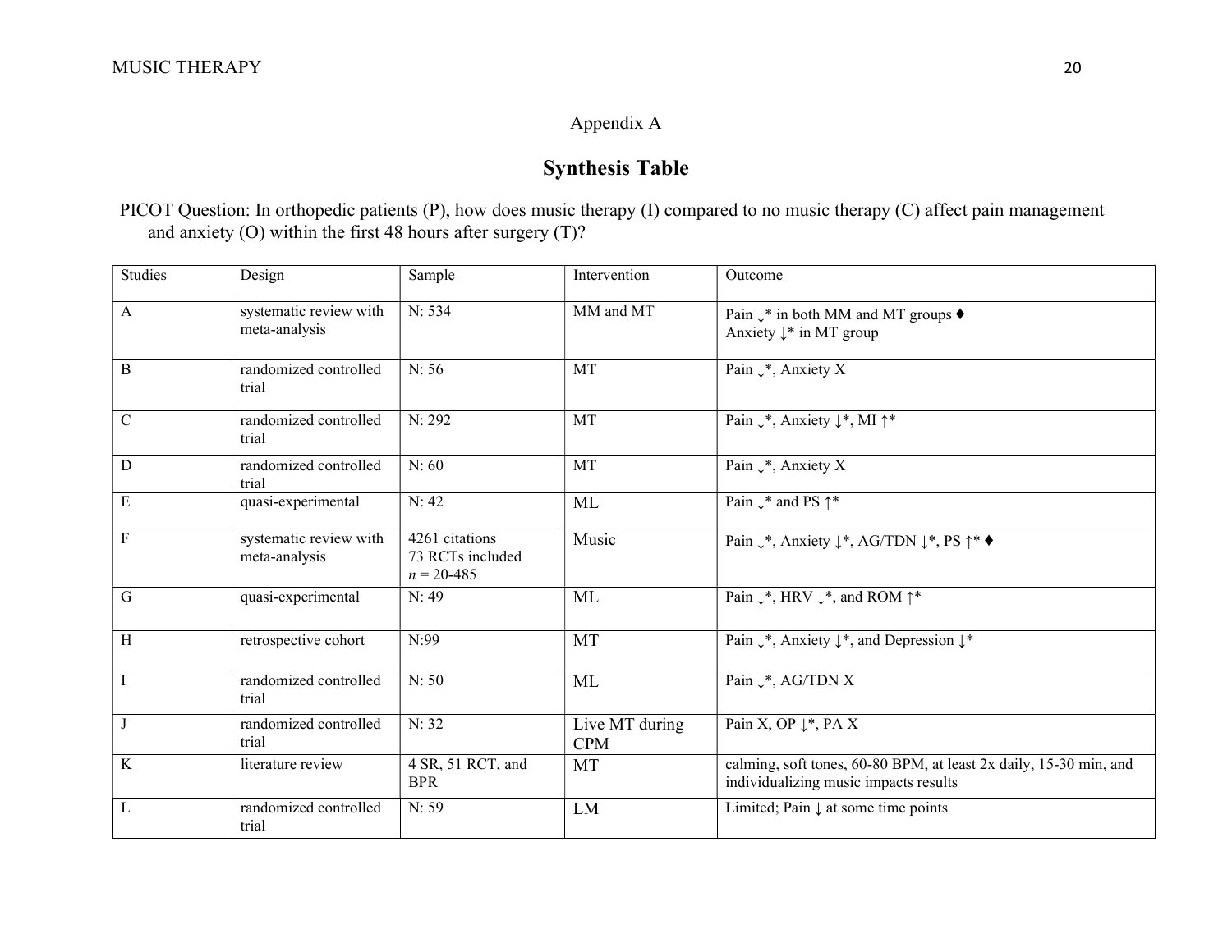Appendix A

## Synthesis Table

PICOT Question: In orthopedic patients (P), how does music therapy (I) compared to no music therapy (C) affect pain management and anxiety (O) within the first 48 hours after surgery (T)?

| Studies | Design | Sample | Intervention | Outcome |
|---|---|---|---|---|
| A | systematic review with meta-analysis | N: 534 | MM and MT | Pain ↓* in both MM and MT groups ♦<br>Anxiety ↓* in MT group |
| B | randomized controlled trial | N: 56 | MT | Pain ↓*, Anxiety X |
| C | randomized controlled trial | N: 292 | MT | Pain ↓*, Anxiety ↓*, MI ↑* |
| D | randomized controlled trial | N: 60 | MT | Pain ↓*, Anxiety X |
| E | quasi-experimental | N: 42 | ML | Pain ↓* and PS ↑* |
| F | systematic review with meta-analysis | 4261 citations<br>73 RCTs included<br>*n* = 20-485 | Music | Pain ↓*, Anxiety ↓*, AG/TDN ↓*, PS ↑* ♦ |
| G | quasi-experimental | N: 49 | ML | Pain ↓*, HRV ↓*, and ROM ↑* |
| H | retrospective cohort | N:99 | MT | Pain ↓*, Anxiety ↓*, and Depression ↓* |
| I | randomized controlled trial | N: 50 | ML | Pain ↓*, AG/TDN X |
| J | randomized controlled trial | N: 32 | Live MT during CPM | Pain X, OP ↓*, PA X |
| K | literature review | 4 SR, 51 RCT, and BPR | MT | calming, soft tones, 60-80 BPM, at least 2x daily, 15-30 min, and individualizing music impacts results |
| L | randomized controlled trial | N: 59 | LM | Limited; Pain ↓ at some time points |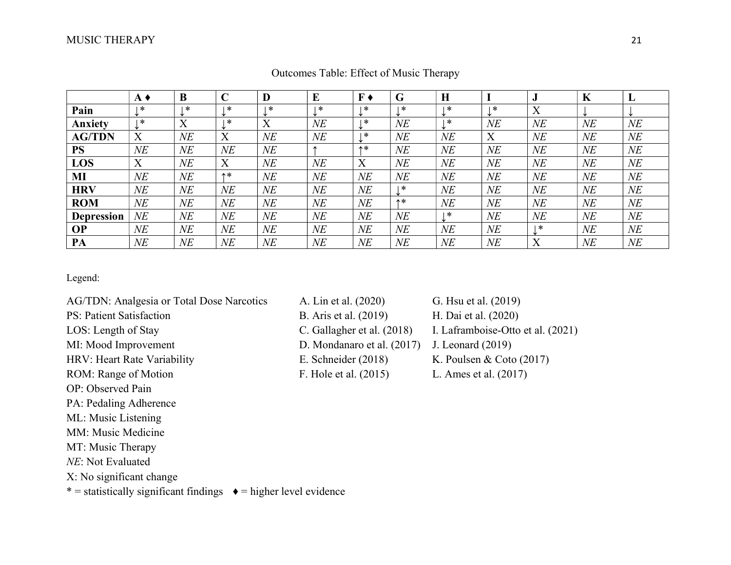Outcomes Table: Effect of Music Therapy

| | **A ♦** | **B** | **C** | **D** | **E** | **F ♦** | **G** | **H** | **I** | **J** | **K** | **L** |
|---|---|---|---|---|---|---|---|---|---|---|---|---|
| **Pain** | ↓* | ↓* | ↓* | ↓* | ↓* | ↓* | ↓* | ↓* | ↓* | X | ↓ | ↓ |
| **Anxiety** | ↓* | X | ↓* | X | *NE* | ↓* | *NE* | ↓* | *NE* | *NE* | *NE* | *NE* |
| **AG/TDN** | X | *NE* | X | *NE* | *NE* | ↓* | *NE* | *NE* | X | *NE* | *NE* | *NE* |
| **PS** | *NE* | *NE* | *NE* | *NE* | ↑ | ↑* | *NE* | *NE* | *NE* | *NE* | *NE* | *NE* |
| **LOS** | X | *NE* | X | *NE* | *NE* | X | *NE* | *NE* | *NE* | *NE* | *NE* | *NE* |
| **MI** | *NE* | *NE* | ↑* | *NE* | *NE* | *NE* | *NE* | *NE* | *NE* | *NE* | *NE* | *NE* |
| **HRV** | *NE* | *NE* | *NE* | *NE* | *NE* | *NE* | ↓* | *NE* | *NE* | *NE* | *NE* | *NE* |
| **ROM** | *NE* | *NE* | *NE* | *NE* | *NE* | *NE* | ↑* | *NE* | *NE* | *NE* | *NE* | *NE* |
| **Depression** | *NE* | *NE* | *NE* | *NE* | *NE* | *NE* | *NE* | ↓* | *NE* | *NE* | *NE* | *NE* |
| **OP** | *NE* | *NE* | *NE* | *NE* | *NE* | *NE* | *NE* | *NE* | *NE* | ↓* | *NE* | *NE* |
| **PA** | *NE* | *NE* | *NE* | *NE* | *NE* | *NE* | *NE* | *NE* | *NE* | X | *NE* | *NE* |

Legend:

AG/TDN: Analgesia or Total Dose Narcotics
PS: Patient Satisfaction
LOS: Length of Stay
MI: Mood Improvement
HRV: Heart Rate Variability
ROM: Range of Motion
OP: Observed Pain
PA: Pedaling Adherence
ML: Music Listening
MM: Music Medicine
MT: Music Therapy
*NE*: Not Evaluated
X: No significant change
* = statistically significant findings ♦ = higher level evidence

A. Lin et al. (2020)
B. Aris et al. (2019)
C. Gallagher et al. (2018)
D. Mondanaro et al. (2017)
E. Schneider (2018)
F. Hole et al. (2015)
G. Hsu et al. (2019)
H. Dai et al. (2020)
I. Laframboise-Otto et al. (2021)
J. Leonard (2019)
K. Poulsen & Coto (2017)
L. Ames et al. (2017)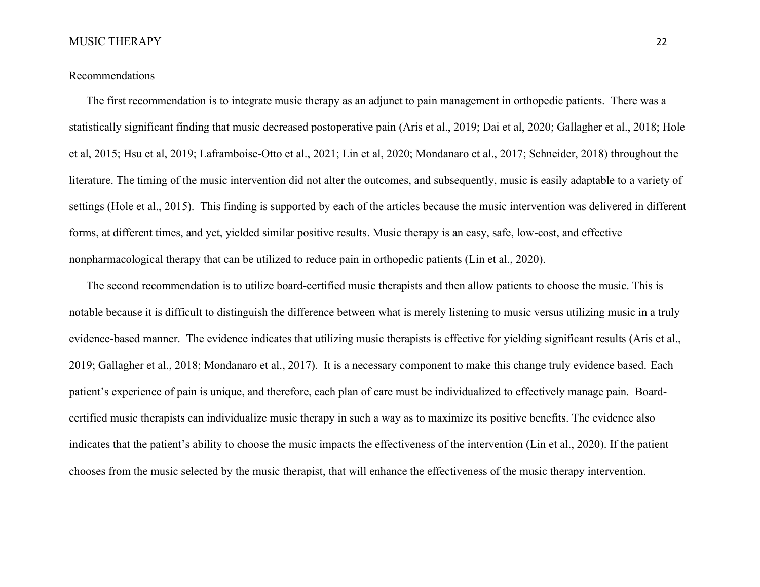## Recommendations

The first recommendation is to integrate music therapy as an adjunct to pain management in orthopedic patients. There was a statistically significant finding that music decreased postoperative pain (Aris et al., 2019; Dai et al, 2020; Gallagher et al., 2018; Hole et al, 2015; Hsu et al, 2019; Laframboise-Otto et al., 2021; Lin et al, 2020; Mondanaro et al., 2017; Schneider, 2018) throughout the literature. The timing of the music intervention did not alter the outcomes, and subsequently, music is easily adaptable to a variety of settings (Hole et al., 2015). This finding is supported by each of the articles because the music intervention was delivered in different forms, at different times, and yet, yielded similar positive results. Music therapy is an easy, safe, low-cost, and effective nonpharmacological therapy that can be utilized to reduce pain in orthopedic patients (Lin et al., 2020).

The second recommendation is to utilize board-certified music therapists and then allow patients to choose the music. This is notable because it is difficult to distinguish the difference between what is merely listening to music versus utilizing music in a truly evidence-based manner. The evidence indicates that utilizing music therapists is effective for yielding significant results (Aris et al., 2019; Gallagher et al., 2018; Mondanaro et al., 2017). It is a necessary component to make this change truly evidence based. Each patient's experience of pain is unique, and therefore, each plan of care must be individualized to effectively manage pain. Board-certified music therapists can individualize music therapy in such a way as to maximize its positive benefits. The evidence also indicates that the patient's ability to choose the music impacts the effectiveness of the intervention (Lin et al., 2020). If the patient chooses from the music selected by the music therapist, that will enhance the effectiveness of the music therapy intervention.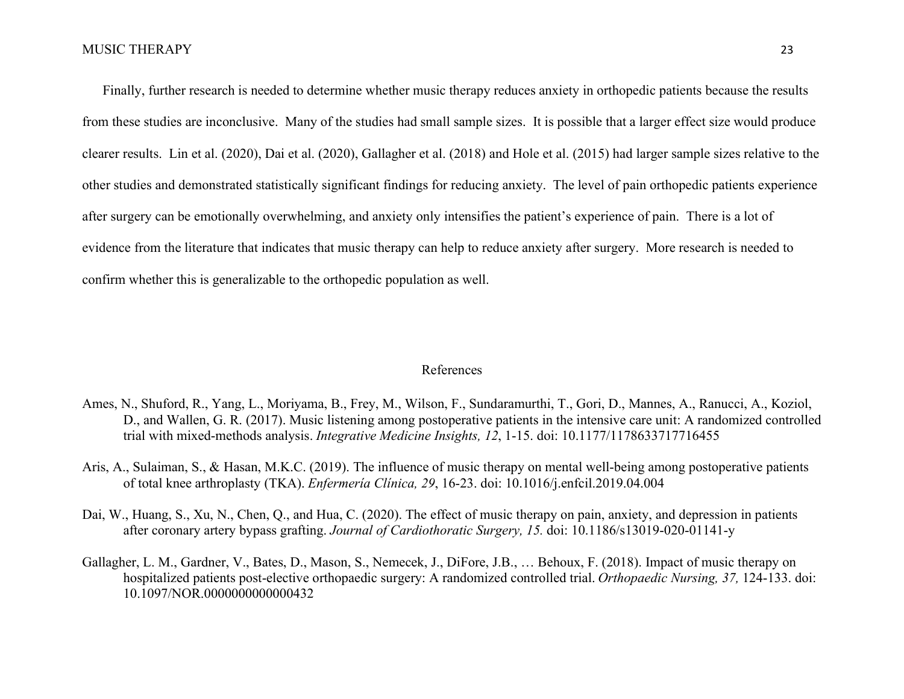Finally, further research is needed to determine whether music therapy reduces anxiety in orthopedic patients because the results from these studies are inconclusive. Many of the studies had small sample sizes. It is possible that a larger effect size would produce clearer results. Lin et al. (2020), Dai et al. (2020), Gallagher et al. (2018) and Hole et al. (2015) had larger sample sizes relative to the other studies and demonstrated statistically significant findings for reducing anxiety. The level of pain orthopedic patients experience after surgery can be emotionally overwhelming, and anxiety only intensifies the patient's experience of pain. There is a lot of evidence from the literature that indicates that music therapy can help to reduce anxiety after surgery. More research is needed to confirm whether this is generalizable to the orthopedic population as well.

# References

Ames, N., Shuford, R., Yang, L., Moriyama, B., Frey, M., Wilson, F., Sundaramurthi, T., Gori, D., Mannes, A., Ranucci, A., Koziol, D., and Wallen, G. R. (2017). Music listening among postoperative patients in the intensive care unit: A randomized controlled trial with mixed-methods analysis. *Integrative Medicine Insights, 12*, 1-15. doi: 10.1177/1178633717716455

Aris, A., Sulaiman, S., & Hasan, M.K.C. (2019). The influence of music therapy on mental well-being among postoperative patients of total knee arthroplasty (TKA). *Enfermería Clínica, 29*, 16-23. doi: 10.1016/j.enfcil.2019.04.004

Dai, W., Huang, S., Xu, N., Chen, Q., and Hua, C. (2020). The effect of music therapy on pain, anxiety, and depression in patients after coronary artery bypass grafting. *Journal of Cardiothoracic Surgery, 15.* doi: 10.1186/s13019-020-01141-y

Gallagher, L. M., Gardner, V., Bates, D., Mason, S., Nemecek, J., DiFore, J.B., … Behoux, F. (2018). Impact of music therapy on hospitalized patients post-elective orthopaedic surgery: A randomized controlled trial. *Orthopaedic Nursing, 37,* 124-133. doi: 10.1097/NOR.0000000000000432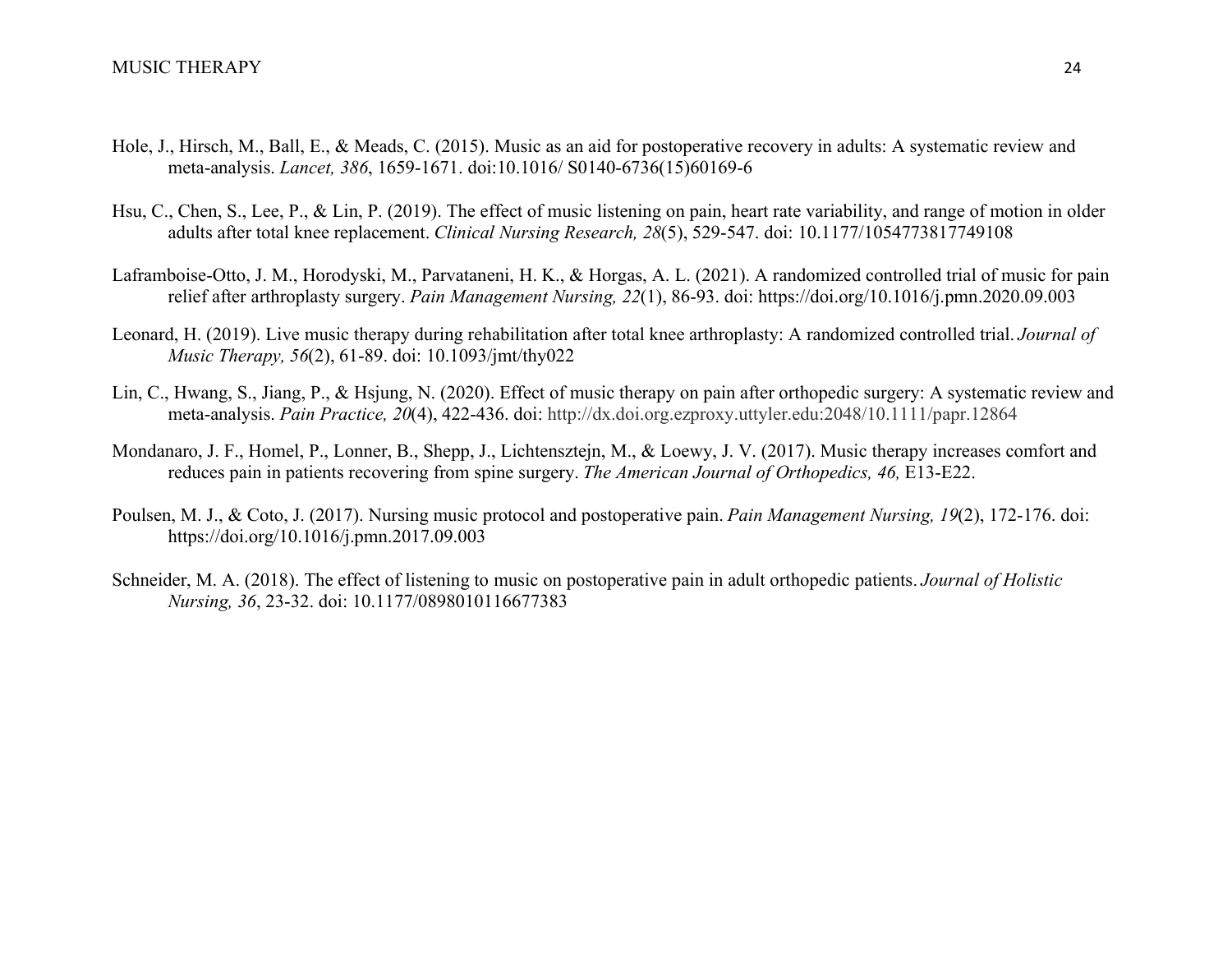Hole, J., Hirsch, M., Ball, E., & Meads, C. (2015). Music as an aid for postoperative recovery in adults: A systematic review and meta-analysis. *Lancet, 386*, 1659-1671. doi:10.1016/ S0140-6736(15)60169-6

Hsu, C., Chen, S., Lee, P., & Lin, P. (2019). The effect of music listening on pain, heart rate variability, and range of motion in older adults after total knee replacement. *Clinical Nursing Research, 28*(5), 529-547. doi: 10.1177/1054773817749108

Laframboise-Otto, J. M., Horodyski, M., Parvataneni, H. K., & Horgas, A. L. (2021). A randomized controlled trial of music for pain relief after arthroplasty surgery. *Pain Management Nursing, 22*(1), 86-93. doi: https://doi.org/10.1016/j.pmn.2020.09.003

Leonard, H. (2019). Live music therapy during rehabilitation after total knee arthroplasty: A randomized controlled trial. *Journal of Music Therapy, 56*(2), 61-89. doi: 10.1093/jmt/thy022

Lin, C., Hwang, S., Jiang, P., & Hsjung, N. (2020). Effect of music therapy on pain after orthopedic surgery: A systematic review and meta-analysis. *Pain Practice, 20*(4), 422-436. doi: http://dx.doi.org.ezproxy.uttyler.edu:2048/10.1111/papr.12864

Mondanaro, J. F., Homel, P., Lonner, B., Shepp, J., Lichtensztejn, M., & Loewy, J. V. (2017). Music therapy increases comfort and reduces pain in patients recovering from spine surgery. *The American Journal of Orthopedics, 46,* E13-E22.

Poulsen, M. J., & Coto, J. (2017). Nursing music protocol and postoperative pain. *Pain Management Nursing, 19*(2), 172-176. doi: https://doi.org/10.1016/j.pmn.2017.09.003

Schneider, M. A. (2018). The effect of listening to music on postoperative pain in adult orthopedic patients. *Journal of Holistic Nursing, 36*, 23-32. doi: 10.1177/0898010116677383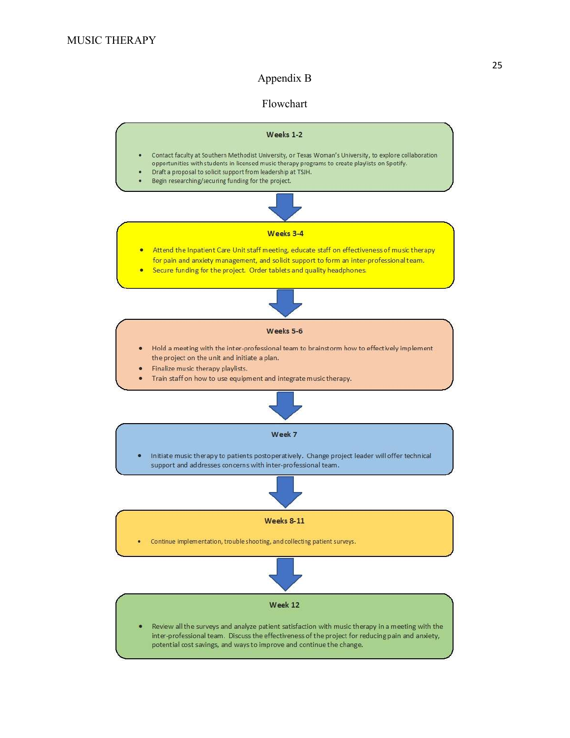# Appendix B

## Flowchart

### Weeks 1-2

- Contact faculty at Southern Methodist University, or Texas Woman's University, to explore collaboration opportunities with students in licensed music therapy programs to create playlists on Spotify.
- Draft a proposal to solicit support from leadership at TSJH.
- Begin researching/securing funding for the project.

↓

### Weeks 3-4

- Attend the Inpatient Care Unit staff meeting, educate staff on effectiveness of music therapy for pain and anxiety management, and solicit support to form an inter-professional team.
- Secure funding for the project. Order tablets and quality headphones.

↓

### Weeks 5-6

- Hold a meeting with the inter-professional team to brainstorm how to effectively implement the project on the unit and initiate a plan.
- Finalize music therapy playlists.
- Train staff on how to use equipment and integrate music therapy.

↓

### Week 7

- Initiate music therapy to patients postoperatively. Change project leader will offer technical support and addresses concerns with inter-professional team.

↓

### Weeks 8-11

- Continue implementation, trouble shooting, and collecting patient surveys.

↓

### Week 12

- Review all the surveys and analyze patient satisfaction with music therapy in a meeting with the inter-professional team. Discuss the effectiveness of the project for reducing pain and anxiety, potential cost savings, and ways to improve and continue the change.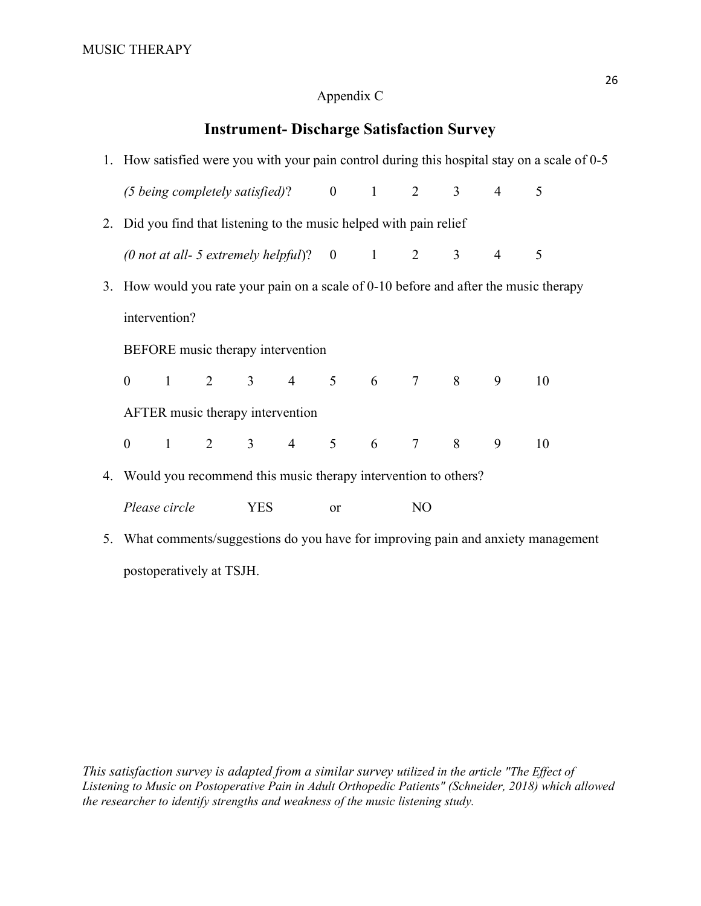Appendix C

## Instrument- Discharge Satisfaction Survey

1. How satisfied were you with your pain control during this hospital stay on a scale of 0-5 *(5 being completely satisfied)*? 0 1 2 3 4 5
2. Did you find that listening to the music helped with pain relief *(0 not at all- 5 extremely helpful)*? 0 1 2 3 4 5
3. How would you rate your pain on a scale of 0-10 before and after the music therapy intervention?

   BEFORE music therapy intervention

   0 1 2 3 4 5 6 7 8 9 10

   AFTER music therapy intervention

   0 1 2 3 4 5 6 7 8 9 10
4. Would you recommend this music therapy intervention to others?

   *Please circle* YES or NO
5. What comments/suggestions do you have for improving pain and anxiety management postoperatively at TSJH.

*This satisfaction survey is adapted from a similar survey utilized in the article "The Effect of Listening to Music on Postoperative Pain in Adult Orthopedic Patients" (Schneider, 2018) which allowed the researcher to identify strengths and weakness of the music listening study.*